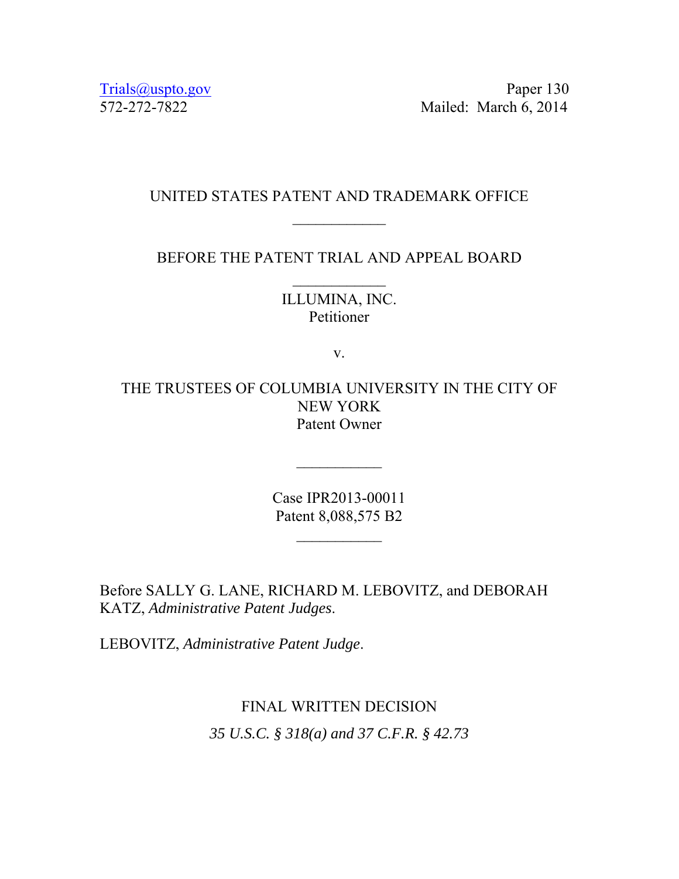Trials@uspto.gov
572-272-7822

Paper 130
Mailed: March 6, 2014

UNITED STATES PATENT AND TRADEMARK OFFICE

\_\_\_\_\_\_\_\_\_\_\_\_

BEFORE THE PATENT TRIAL AND APPEAL BOARD

\_\_\_\_\_\_\_\_\_\_\_\_

ILLUMINA, INC.
Petitioner

v.

THE TRUSTEES OF COLUMBIA UNIVERSITY IN THE CITY OF NEW YORK
Patent Owner

\_\_\_\_\_\_\_\_\_\_\_\_

Case IPR2013-00011
Patent 8,088,575 B2

\_\_\_\_\_\_\_\_\_\_\_\_

Before SALLY G. LANE, RICHARD M. LEBOVITZ, and DEBORAH KATZ, *Administrative Patent Judges*.

LEBOVITZ, *Administrative Patent Judge*.

FINAL WRITTEN DECISION

*35 U.S.C. § 318(a) and 37 C.F.R. § 42.73*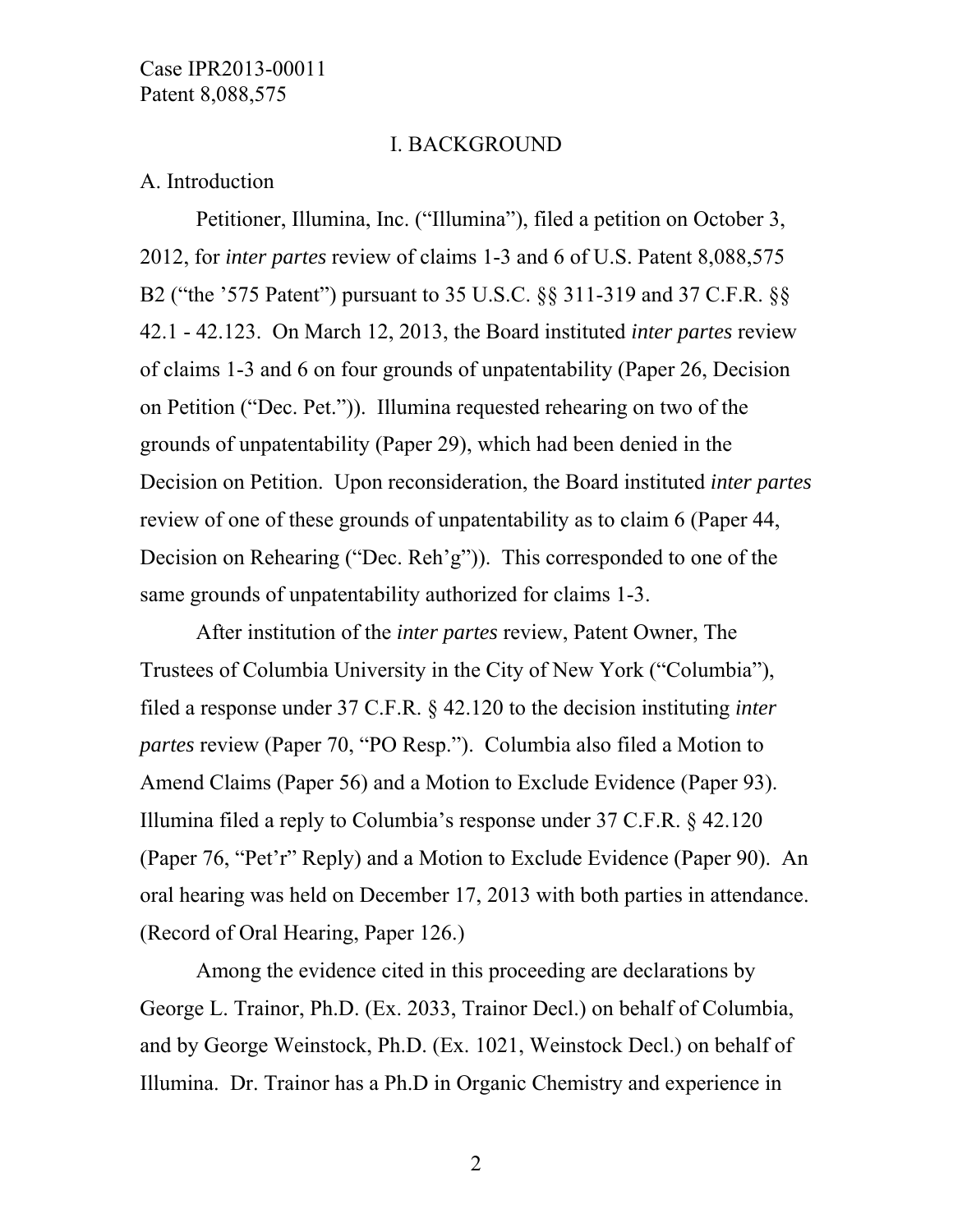## I. BACKGROUND

### A. Introduction

Petitioner, Illumina, Inc. ("Illumina"), filed a petition on October 3, 2012, for *inter partes* review of claims 1-3 and 6 of U.S. Patent 8,088,575 B2 ("the '575 Patent") pursuant to 35 U.S.C. §§ 311-319 and 37 C.F.R. §§ 42.1 - 42.123. On March 12, 2013, the Board instituted *inter partes* review of claims 1-3 and 6 on four grounds of unpatentability (Paper 26, Decision on Petition ("Dec. Pet.")). Illumina requested rehearing on two of the grounds of unpatentability (Paper 29), which had been denied in the Decision on Petition. Upon reconsideration, the Board instituted *inter partes* review of one of these grounds of unpatentability as to claim 6 (Paper 44, Decision on Rehearing ("Dec. Reh'g")). This corresponded to one of the same grounds of unpatentability authorized for claims 1-3.

After institution of the *inter partes* review, Patent Owner, The Trustees of Columbia University in the City of New York ("Columbia"), filed a response under 37 C.F.R. § 42.120 to the decision instituting *inter partes* review (Paper 70, "PO Resp."). Columbia also filed a Motion to Amend Claims (Paper 56) and a Motion to Exclude Evidence (Paper 93). Illumina filed a reply to Columbia's response under 37 C.F.R. § 42.120 (Paper 76, "Pet'r" Reply) and a Motion to Exclude Evidence (Paper 90). An oral hearing was held on December 17, 2013 with both parties in attendance. (Record of Oral Hearing, Paper 126.)

Among the evidence cited in this proceeding are declarations by George L. Trainor, Ph.D. (Ex. 2033, Trainor Decl.) on behalf of Columbia, and by George Weinstock, Ph.D. (Ex. 1021, Weinstock Decl.) on behalf of Illumina. Dr. Trainor has a Ph.D in Organic Chemistry and experience in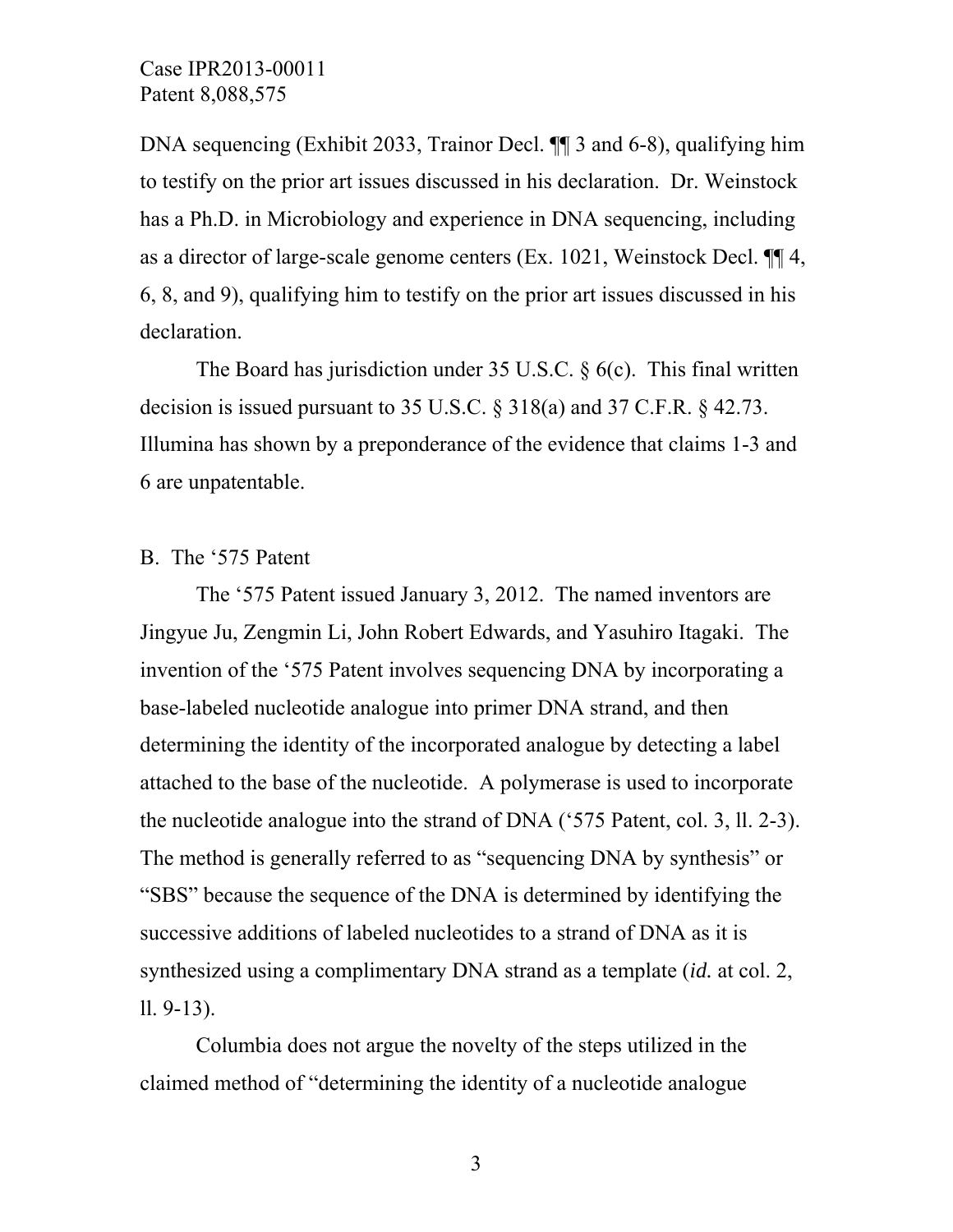DNA sequencing (Exhibit 2033, Trainor Decl. ¶¶ 3 and 6-8), qualifying him to testify on the prior art issues discussed in his declaration. Dr. Weinstock has a Ph.D. in Microbiology and experience in DNA sequencing, including as a director of large-scale genome centers (Ex. 1021, Weinstock Decl. ¶¶ 4, 6, 8, and 9), qualifying him to testify on the prior art issues discussed in his declaration.

The Board has jurisdiction under 35 U.S.C. § 6(c). This final written decision is issued pursuant to 35 U.S.C. § 318(a) and 37 C.F.R. § 42.73. Illumina has shown by a preponderance of the evidence that claims 1-3 and 6 are unpatentable.

B. The '575 Patent

The '575 Patent issued January 3, 2012. The named inventors are Jingyue Ju, Zengmin Li, John Robert Edwards, and Yasuhiro Itagaki. The invention of the '575 Patent involves sequencing DNA by incorporating a base-labeled nucleotide analogue into primer DNA strand, and then determining the identity of the incorporated analogue by detecting a label attached to the base of the nucleotide. A polymerase is used to incorporate the nucleotide analogue into the strand of DNA ('575 Patent, col. 3, ll. 2-3). The method is generally referred to as "sequencing DNA by synthesis" or "SBS" because the sequence of the DNA is determined by identifying the successive additions of labeled nucleotides to a strand of DNA as it is synthesized using a complimentary DNA strand as a template (*id.* at col. 2, ll. 9-13).

Columbia does not argue the novelty of the steps utilized in the claimed method of "determining the identity of a nucleotide analogue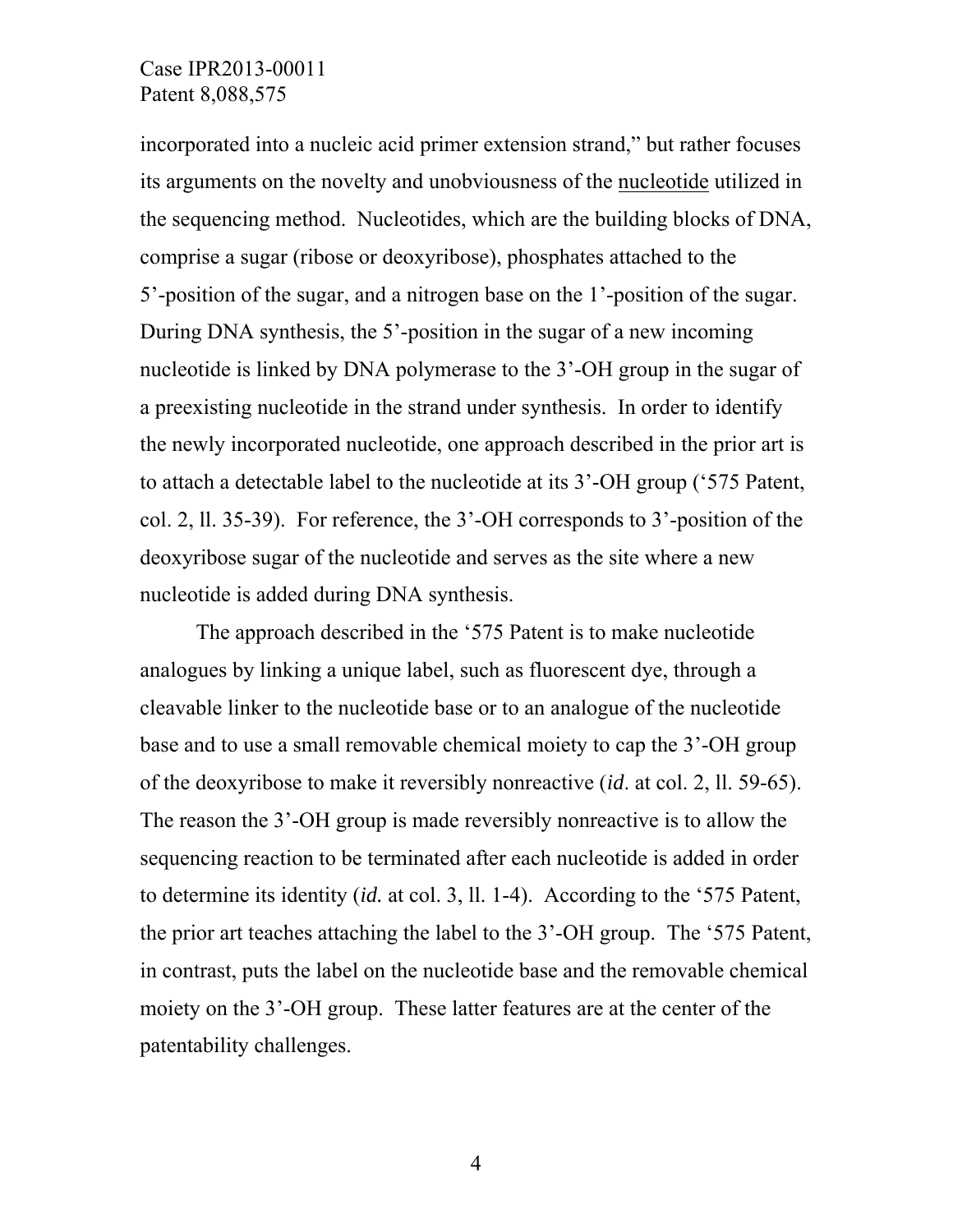incorporated into a nucleic acid primer extension strand," but rather focuses its arguments on the novelty and unobviousness of the nucleotide utilized in the sequencing method. Nucleotides, which are the building blocks of DNA, comprise a sugar (ribose or deoxyribose), phosphates attached to the 5'-position of the sugar, and a nitrogen base on the 1'-position of the sugar. During DNA synthesis, the 5'-position in the sugar of a new incoming nucleotide is linked by DNA polymerase to the 3'-OH group in the sugar of a preexisting nucleotide in the strand under synthesis. In order to identify the newly incorporated nucleotide, one approach described in the prior art is to attach a detectable label to the nucleotide at its 3'-OH group ('575 Patent, col. 2, ll. 35-39). For reference, the 3'-OH corresponds to 3'-position of the deoxyribose sugar of the nucleotide and serves as the site where a new nucleotide is added during DNA synthesis.

The approach described in the '575 Patent is to make nucleotide analogues by linking a unique label, such as fluorescent dye, through a cleavable linker to the nucleotide base or to an analogue of the nucleotide base and to use a small removable chemical moiety to cap the 3'-OH group of the deoxyribose to make it reversibly nonreactive (*id*. at col. 2, ll. 59-65). The reason the 3'-OH group is made reversibly nonreactive is to allow the sequencing reaction to be terminated after each nucleotide is added in order to determine its identity (*id.* at col. 3, ll. 1-4). According to the '575 Patent, the prior art teaches attaching the label to the 3'-OH group. The '575 Patent, in contrast, puts the label on the nucleotide base and the removable chemical moiety on the 3'-OH group. These latter features are at the center of the patentability challenges.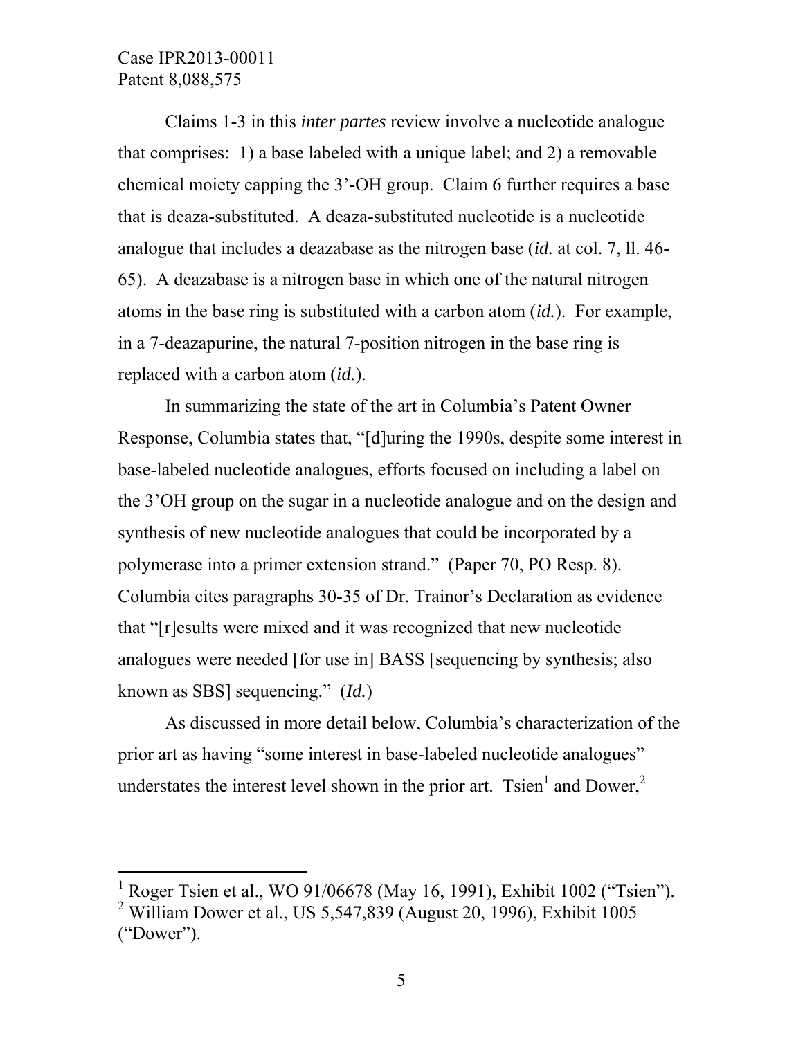Claims 1-3 in this *inter partes* review involve a nucleotide analogue that comprises: 1) a base labeled with a unique label; and 2) a removable chemical moiety capping the 3'-OH group. Claim 6 further requires a base that is deaza-substituted. A deaza-substituted nucleotide is a nucleotide analogue that includes a deazabase as the nitrogen base (*id.* at col. 7, ll. 46-65). A deazabase is a nitrogen base in which one of the natural nitrogen atoms in the base ring is substituted with a carbon atom (*id.*). For example, in a 7-deazapurine, the natural 7-position nitrogen in the base ring is replaced with a carbon atom (*id.*).

In summarizing the state of the art in Columbia's Patent Owner Response, Columbia states that, "[d]uring the 1990s, despite some interest in base-labeled nucleotide analogues, efforts focused on including a label on the 3'OH group on the sugar in a nucleotide analogue and on the design and synthesis of new nucleotide analogues that could be incorporated by a polymerase into a primer extension strand." (Paper 70, PO Resp. 8). Columbia cites paragraphs 30-35 of Dr. Trainor's Declaration as evidence that "[r]esults were mixed and it was recognized that new nucleotide analogues were needed [for use in] BASS [sequencing by synthesis; also known as SBS] sequencing." (*Id.*)

As discussed in more detail below, Columbia's characterization of the prior art as having "some interest in base-labeled nucleotide analogues" understates the interest level shown in the prior art. Tsien[1] and Dower,[2]

---

[1] Roger Tsien et al., WO 91/06678 (May 16, 1991), Exhibit 1002 ("Tsien").

[2] William Dower et al., US 5,547,839 (August 20, 1996), Exhibit 1005 ("Dower").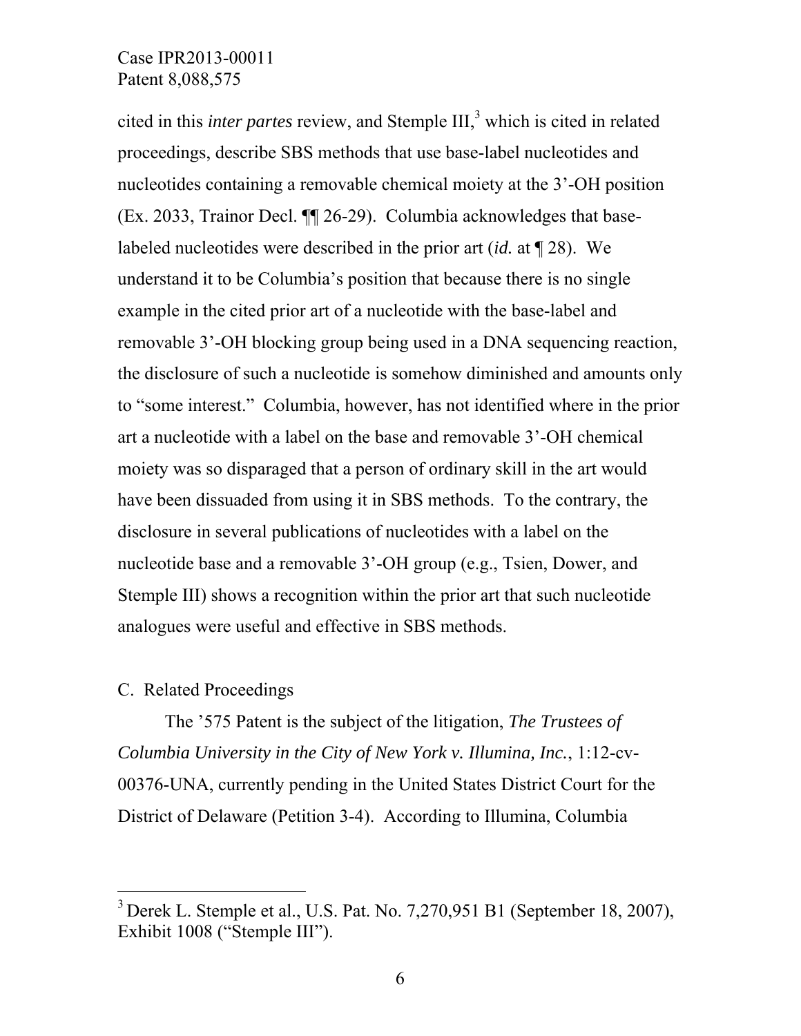cited in this *inter partes* review, and Stemple III,[3] which is cited in related proceedings, describe SBS methods that use base-label nucleotides and nucleotides containing a removable chemical moiety at the 3'-OH position (Ex. 2033, Trainor Decl. ¶¶ 26-29). Columbia acknowledges that base-labeled nucleotides were described in the prior art (*id.* at ¶ 28). We understand it to be Columbia's position that because there is no single example in the cited prior art of a nucleotide with the base-label and removable 3'-OH blocking group being used in a DNA sequencing reaction, the disclosure of such a nucleotide is somehow diminished and amounts only to "some interest." Columbia, however, has not identified where in the prior art a nucleotide with a label on the base and removable 3'-OH chemical moiety was so disparaged that a person of ordinary skill in the art would have been dissuaded from using it in SBS methods. To the contrary, the disclosure in several publications of nucleotides with a label on the nucleotide base and a removable 3'-OH group (e.g., Tsien, Dower, and Stemple III) shows a recognition within the prior art that such nucleotide analogues were useful and effective in SBS methods.

C. Related Proceedings

The '575 Patent is the subject of the litigation, *The Trustees of Columbia University in the City of New York v. Illumina, Inc.*, 1:12-cv-00376-UNA, currently pending in the United States District Court for the District of Delaware (Petition 3-4). According to Illumina, Columbia

[3] Derek L. Stemple et al., U.S. Pat. No. 7,270,951 B1 (September 18, 2007), Exhibit 1008 ("Stemple III").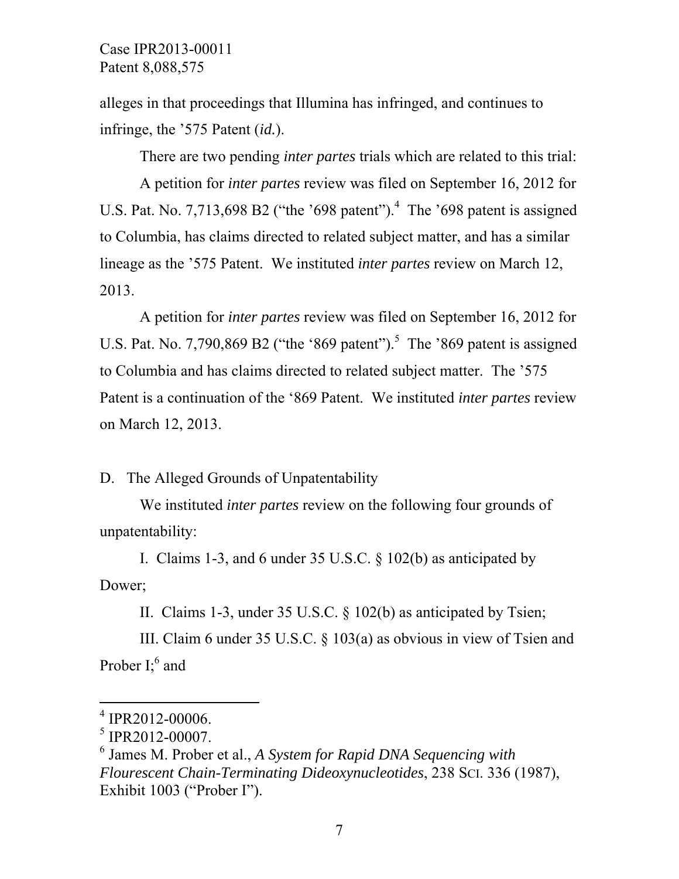alleges in that proceedings that Illumina has infringed, and continues to infringe, the '575 Patent (*id.*).

There are two pending *inter partes* trials which are related to this trial:

A petition for *inter partes* review was filed on September 16, 2012 for U.S. Pat. No. 7,713,698 B2 ("the '698 patent").[4] The '698 patent is assigned to Columbia, has claims directed to related subject matter, and has a similar lineage as the '575 Patent. We instituted *inter partes* review on March 12, 2013.

A petition for *inter partes* review was filed on September 16, 2012 for U.S. Pat. No. 7,790,869 B2 ("the '869 patent").[5] The '869 patent is assigned to Columbia and has claims directed to related subject matter. The '575 Patent is a continuation of the '869 Patent. We instituted *inter partes* review on March 12, 2013.

D. The Alleged Grounds of Unpatentability

We instituted *inter partes* review on the following four grounds of unpatentability:

I. Claims 1-3, and 6 under 35 U.S.C. § 102(b) as anticipated by Dower;

II. Claims 1-3, under 35 U.S.C. § 102(b) as anticipated by Tsien;

III. Claim 6 under 35 U.S.C. § 103(a) as obvious in view of Tsien and Prober I;[6] and

---

[4] IPR2012-00006.

[5] IPR2012-00007.

[6] James M. Prober et al., *A System for Rapid DNA Sequencing with Flourescent Chain-Terminating Dideoxynucleotides*, 238 SCI. 336 (1987), Exhibit 1003 ("Prober I").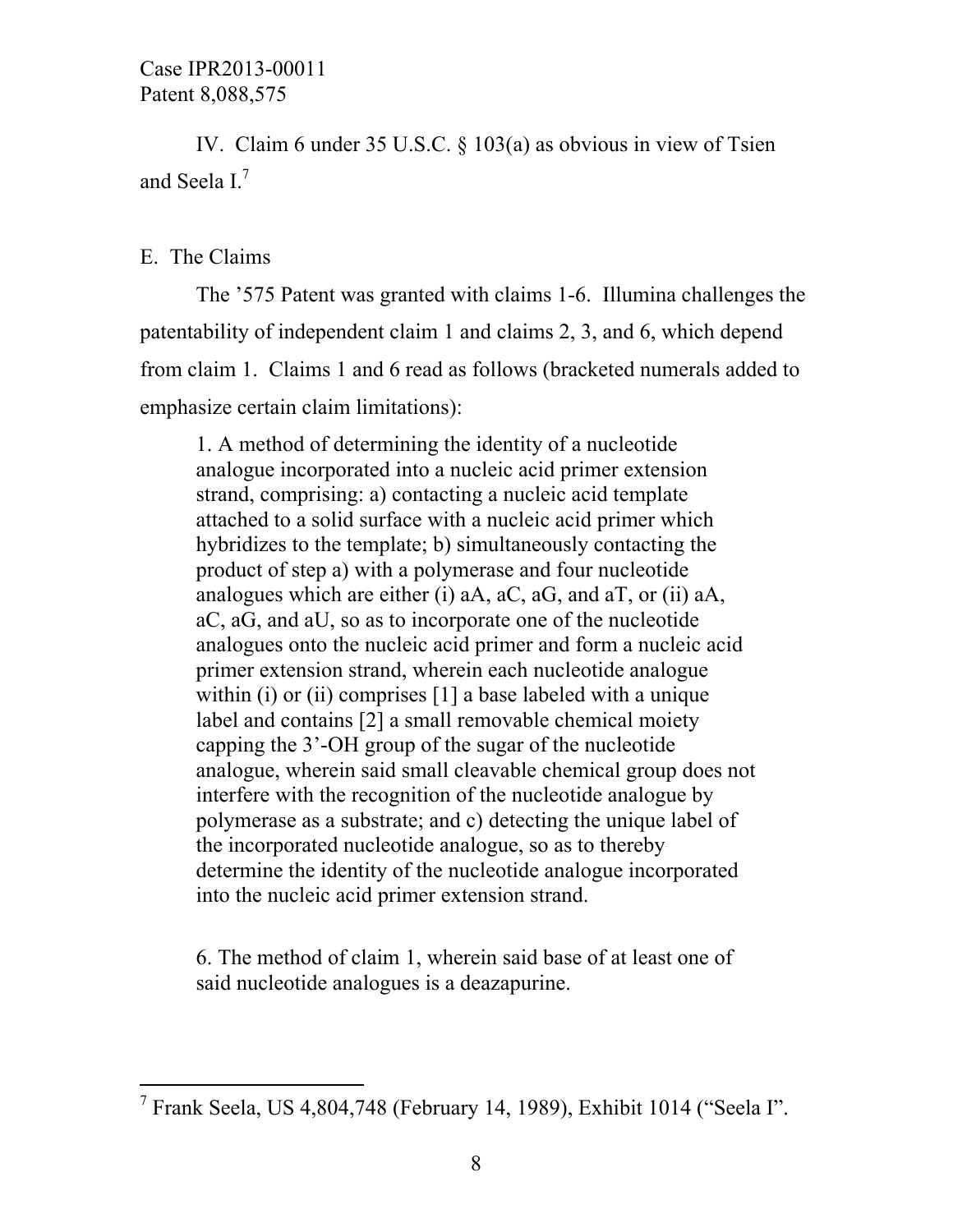IV. Claim 6 under 35 U.S.C. § 103(a) as obvious in view of Tsien and Seela I.[7]

## E. The Claims

The ’575 Patent was granted with claims 1-6. Illumina challenges the patentability of independent claim 1 and claims 2, 3, and 6, which depend from claim 1. Claims 1 and 6 read as follows (bracketed numerals added to emphasize certain claim limitations):

> 1. A method of determining the identity of a nucleotide analogue incorporated into a nucleic acid primer extension strand, comprising: a) contacting a nucleic acid template attached to a solid surface with a nucleic acid primer which hybridizes to the template; b) simultaneously contacting the product of step a) with a polymerase and four nucleotide analogues which are either (i) aA, aC, aG, and aT, or (ii) aA, aC, aG, and aU, so as to incorporate one of the nucleotide analogues onto the nucleic acid primer and form a nucleic acid primer extension strand, wherein each nucleotide analogue within (i) or (ii) comprises [1] a base labeled with a unique label and contains [2] a small removable chemical moiety capping the 3’-OH group of the sugar of the nucleotide analogue, wherein said small cleavable chemical group does not interfere with the recognition of the nucleotide analogue by polymerase as a substrate; and c) detecting the unique label of the incorporated nucleotide analogue, so as to thereby determine the identity of the nucleotide analogue incorporated into the nucleic acid primer extension strand.
>
> 6. The method of claim 1, wherein said base of at least one of said nucleotide analogues is a deazapurine.

---

[7] Frank Seela, US 4,804,748 (February 14, 1989), Exhibit 1014 (“Seela I”.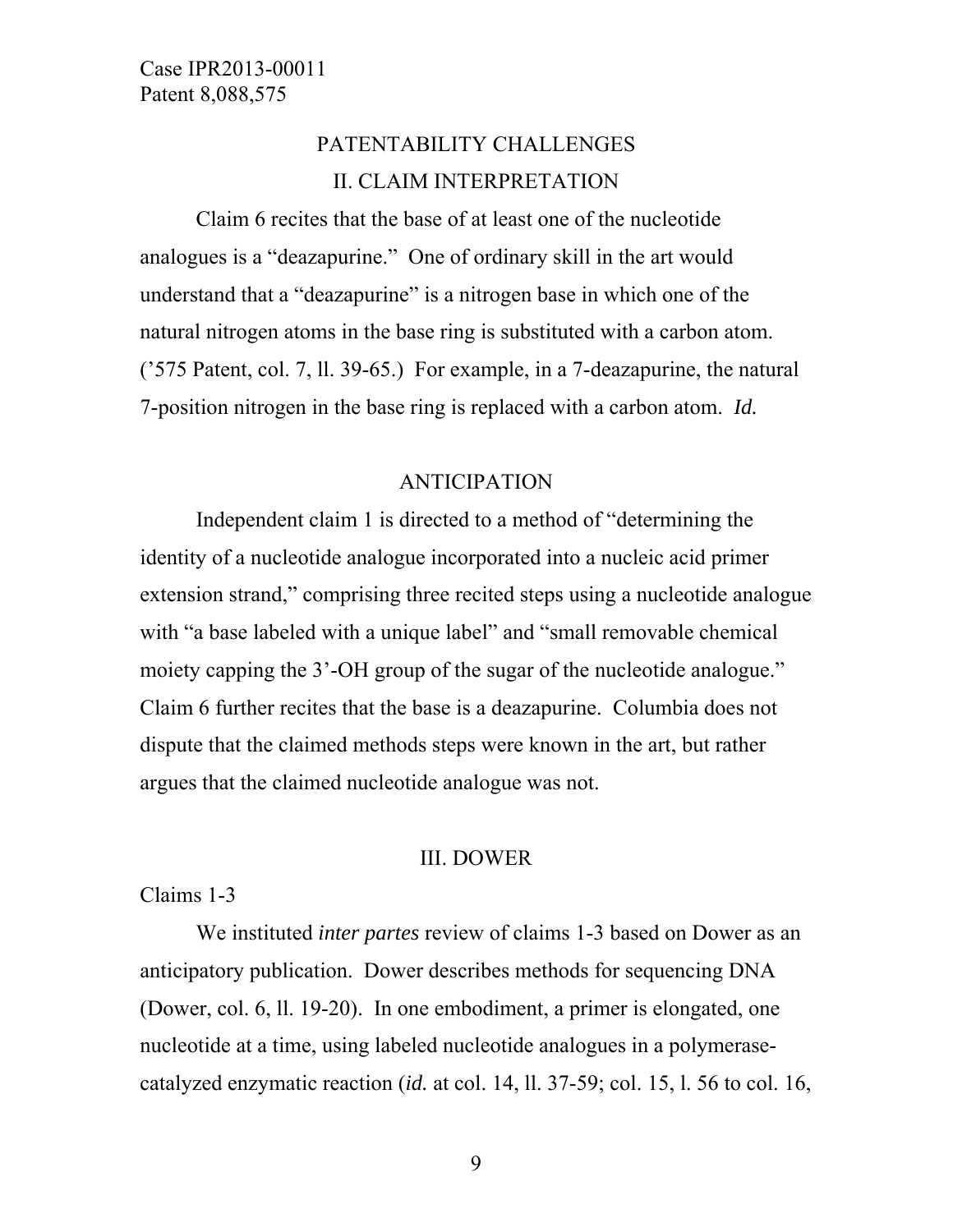## PATENTABILITY CHALLENGES

## II. CLAIM INTERPRETATION

Claim 6 recites that the base of at least one of the nucleotide analogues is a "deazapurine." One of ordinary skill in the art would understand that a "deazapurine" is a nitrogen base in which one of the natural nitrogen atoms in the base ring is substituted with a carbon atom. ('575 Patent, col. 7, ll. 39-65.) For example, in a 7-deazapurine, the natural 7-position nitrogen in the base ring is replaced with a carbon atom. *Id.*

## ANTICIPATION

Independent claim 1 is directed to a method of "determining the identity of a nucleotide analogue incorporated into a nucleic acid primer extension strand," comprising three recited steps using a nucleotide analogue with "a base labeled with a unique label" and "small removable chemical moiety capping the 3'-OH group of the sugar of the nucleotide analogue." Claim 6 further recites that the base is a deazapurine. Columbia does not dispute that the claimed methods steps were known in the art, but rather argues that the claimed nucleotide analogue was not.

## III. DOWER

Claims 1-3

We instituted *inter partes* review of claims 1-3 based on Dower as an anticipatory publication. Dower describes methods for sequencing DNA (Dower, col. 6, ll. 19-20). In one embodiment, a primer is elongated, one nucleotide at a time, using labeled nucleotide analogues in a polymerase-catalyzed enzymatic reaction (*id.* at col. 14, ll. 37-59; col. 15, l. 56 to col. 16,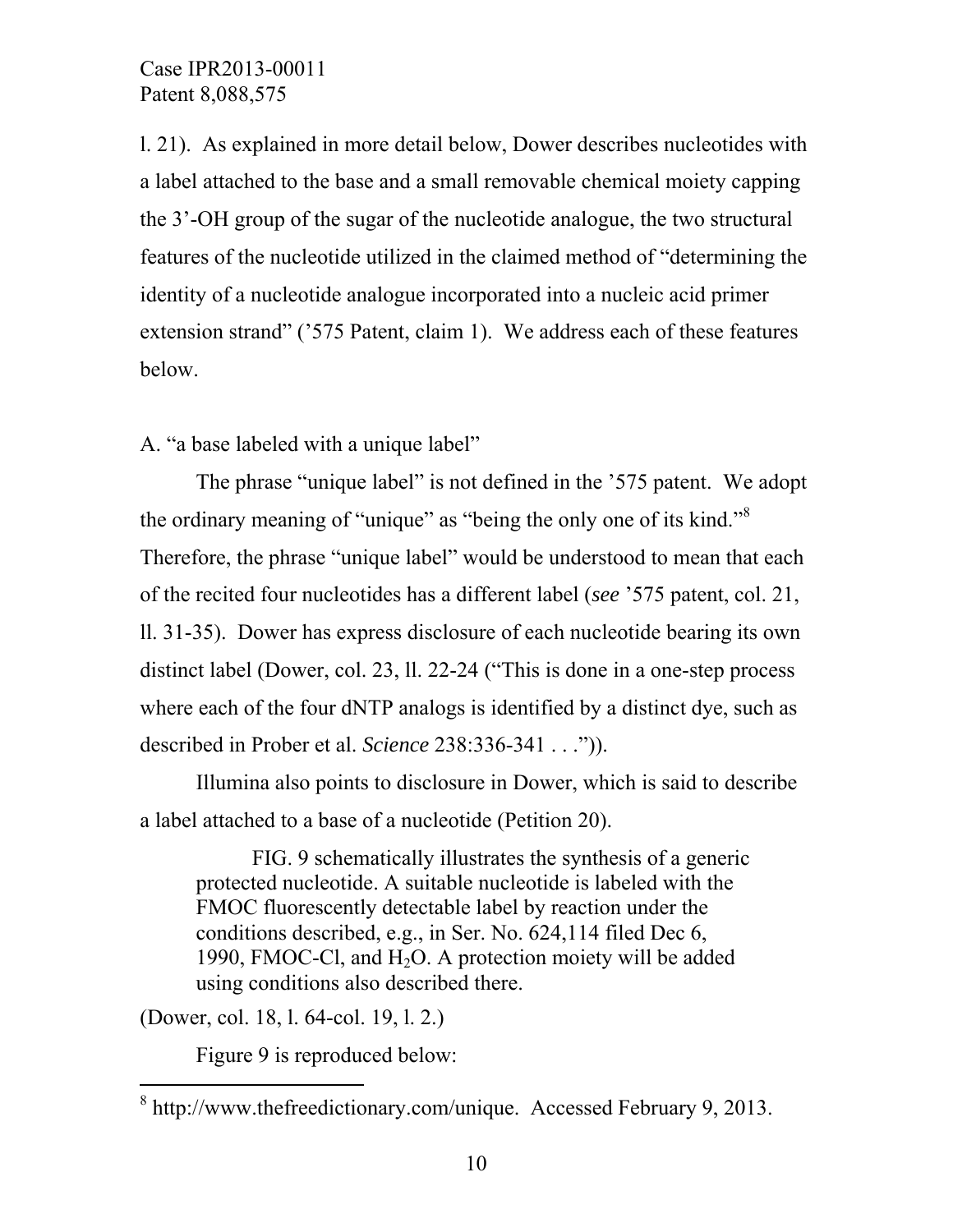l. 21). As explained in more detail below, Dower describes nucleotides with a label attached to the base and a small removable chemical moiety capping the 3'-OH group of the sugar of the nucleotide analogue, the two structural features of the nucleotide utilized in the claimed method of "determining the identity of a nucleotide analogue incorporated into a nucleic acid primer extension strand" ('575 Patent, claim 1). We address each of these features below.

A. "a base labeled with a unique label"

The phrase "unique label" is not defined in the '575 patent. We adopt the ordinary meaning of "unique" as "being the only one of its kind."[8] Therefore, the phrase "unique label" would be understood to mean that each of the recited four nucleotides has a different label (*see* '575 patent, col. 21, ll. 31-35). Dower has express disclosure of each nucleotide bearing its own distinct label (Dower, col. 23, ll. 22-24 ("This is done in a one-step process where each of the four dNTP analogs is identified by a distinct dye, such as described in Prober et al. *Science* 238:336-341 . . .")).

Illumina also points to disclosure in Dower, which is said to describe a label attached to a base of a nucleotide (Petition 20).

> FIG. 9 schematically illustrates the synthesis of a generic protected nucleotide. A suitable nucleotide is labeled with the FMOC fluorescently detectable label by reaction under the conditions described, e.g., in Ser. No. 624,114 filed Dec 6, 1990, FMOC-Cl, and $H_2O$. A protection moiety will be added using conditions also described there.

(Dower, col. 18, l. 64-col. 19, l. 2.)

Figure 9 is reproduced below:

[8] http://www.thefreedictionary.com/unique. Accessed February 9, 2013.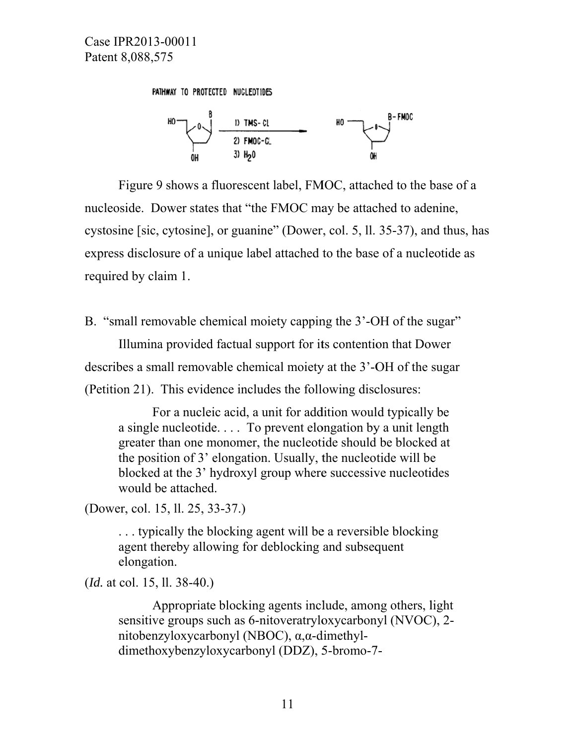PATHWAY TO PROTECTED NUCLEOTIDES

1) TMS-Cl
2) FMOC-Cl
3) $H_2O$

Figure 9 shows a fluorescent label, FMOC, attached to the base of a nucleoside. Dower states that "the FMOC may be attached to adenine, cystosine [sic, cytosine], or guanine" (Dower, col. 5, ll. 35-37), and thus, has express disclosure of a unique label attached to the base of a nucleotide as required by claim 1.

B. "small removable chemical moiety capping the 3'-OH of the sugar"

Illumina provided factual support for its contention that Dower describes a small removable chemical moiety at the 3'-OH of the sugar (Petition 21). This evidence includes the following disclosures:

> For a nucleic acid, a unit for addition would typically be a single nucleotide. . . . To prevent elongation by a unit length greater than one monomer, the nucleotide should be blocked at the position of 3' elongation. Usually, the nucleotide will be blocked at the 3' hydroxyl group where successive nucleotides would be attached.

(Dower, col. 15, ll. 25, 33-37.)

> . . . typically the blocking agent will be a reversible blocking agent thereby allowing for deblocking and subsequent elongation.

(*Id.* at col. 15, ll. 38-40.)

> Appropriate blocking agents include, among others, light sensitive groups such as 6-nitoveratryloxycarbonyl (NVOC), 2-nitobenzyloxycarbonyl (NBOC), α,α-dimethyl-dimethoxybenzyloxycarbonyl (DDZ), 5-bromo-7-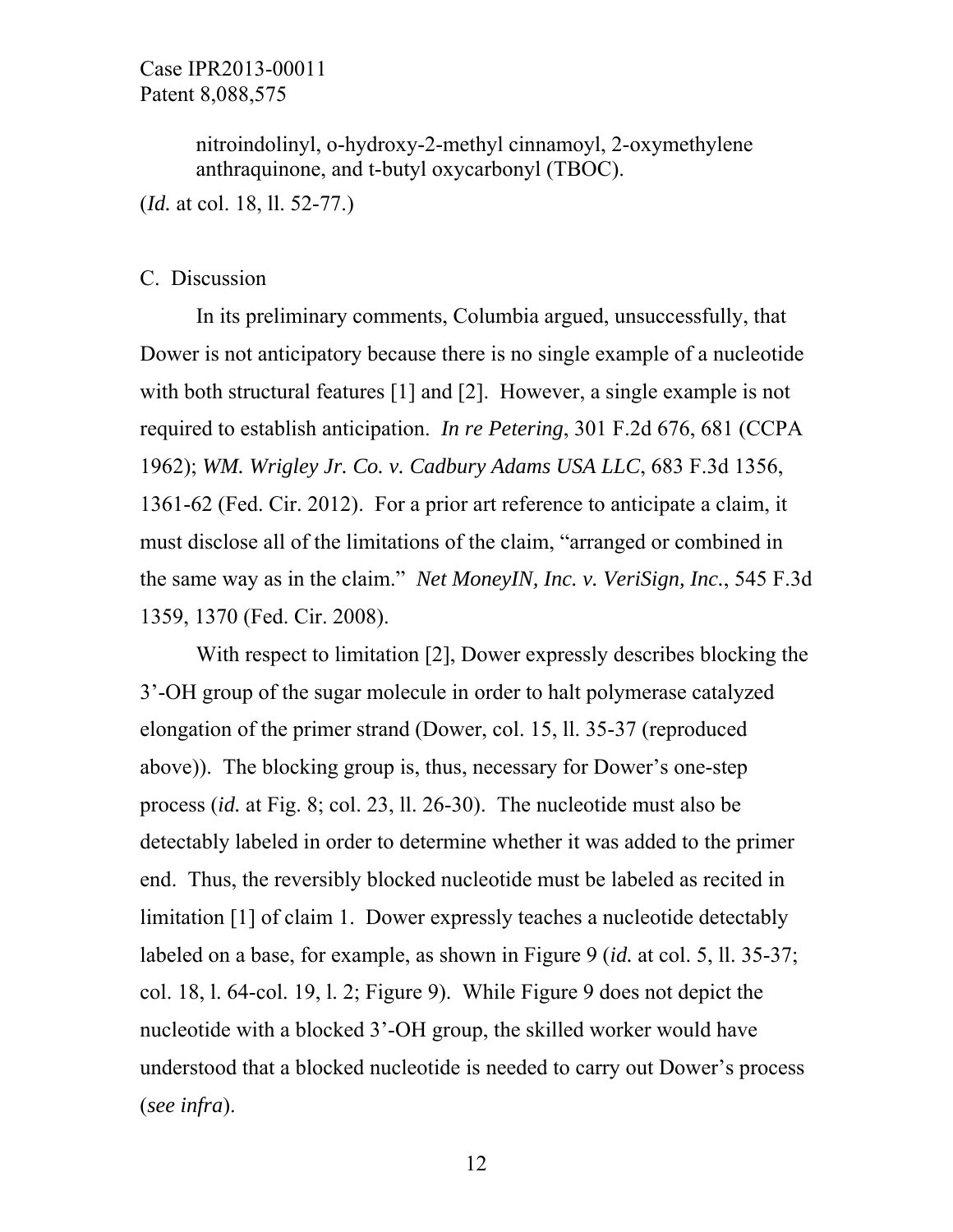nitroindolinyl, o-hydroxy-2-methyl cinnamoyl, 2-oxymethylene anthraquinone, and t-butyl oxycarbonyl (TBOC).

(*Id.* at col. 18, ll. 52-77.)

C. Discussion

In its preliminary comments, Columbia argued, unsuccessfully, that Dower is not anticipatory because there is no single example of a nucleotide with both structural features [1] and [2]. However, a single example is not required to establish anticipation. *In re Petering*, 301 F.2d 676, 681 (CCPA 1962); *WM. Wrigley Jr. Co. v. Cadbury Adams USA LLC*, 683 F.3d 1356, 1361-62 (Fed. Cir. 2012). For a prior art reference to anticipate a claim, it must disclose all of the limitations of the claim, "arranged or combined in the same way as in the claim." *Net MoneyIN, Inc. v. VeriSign, Inc.*, 545 F.3d 1359, 1370 (Fed. Cir. 2008).

With respect to limitation [2], Dower expressly describes blocking the 3'-OH group of the sugar molecule in order to halt polymerase catalyzed elongation of the primer strand (Dower, col. 15, ll. 35-37 (reproduced above)). The blocking group is, thus, necessary for Dower's one-step process (*id.* at Fig. 8; col. 23, ll. 26-30). The nucleotide must also be detectably labeled in order to determine whether it was added to the primer end. Thus, the reversibly blocked nucleotide must be labeled as recited in limitation [1] of claim 1. Dower expressly teaches a nucleotide detectably labeled on a base, for example, as shown in Figure 9 (*id.* at col. 5, ll. 35-37; col. 18, l. 64-col. 19, l. 2; Figure 9). While Figure 9 does not depict the nucleotide with a blocked 3'-OH group, the skilled worker would have understood that a blocked nucleotide is needed to carry out Dower's process (*see infra*).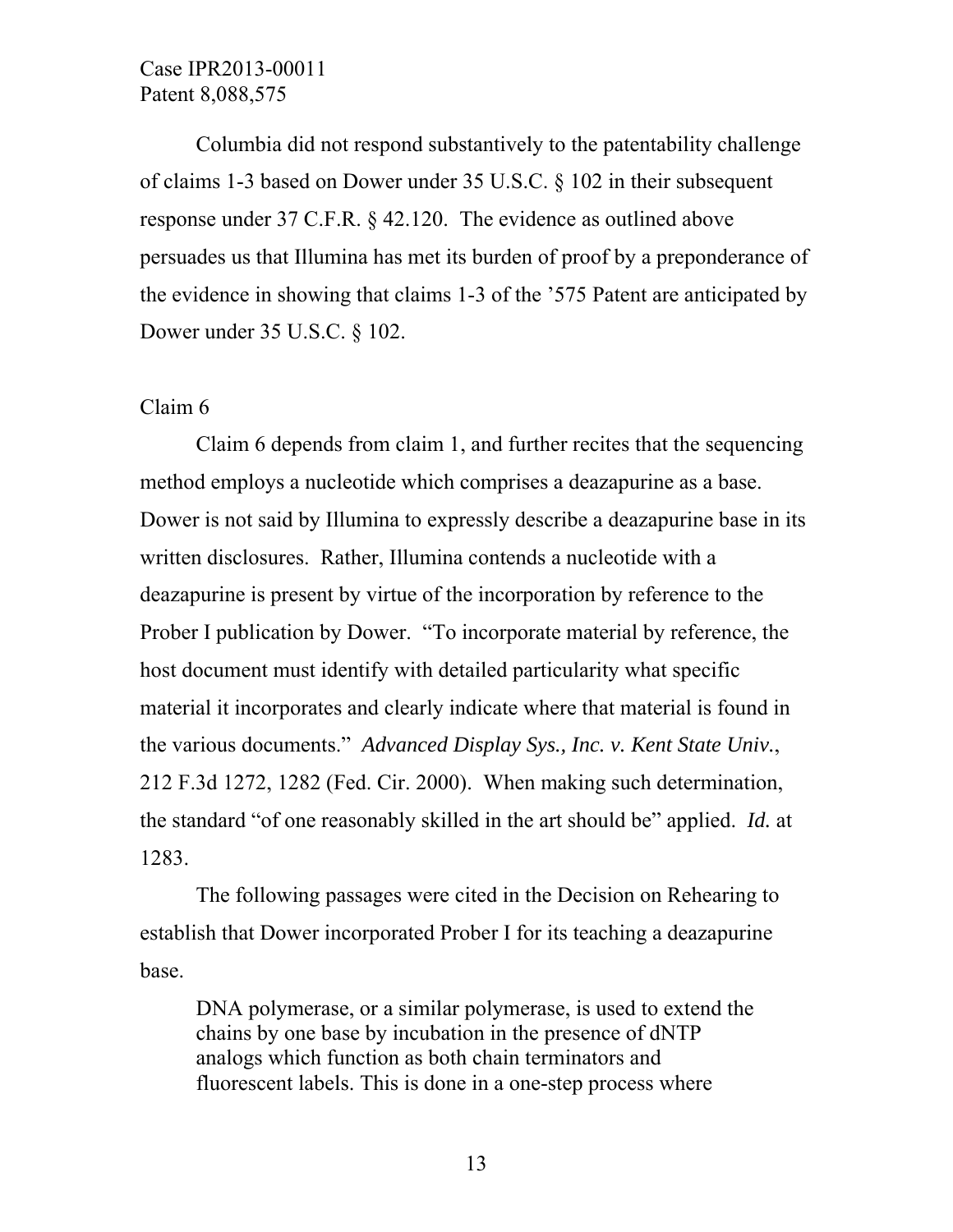Columbia did not respond substantively to the patentability challenge of claims 1-3 based on Dower under 35 U.S.C. § 102 in their subsequent response under 37 C.F.R. § 42.120. The evidence as outlined above persuades us that Illumina has met its burden of proof by a preponderance of the evidence in showing that claims 1-3 of the ’575 Patent are anticipated by Dower under 35 U.S.C. § 102.

Claim 6

Claim 6 depends from claim 1, and further recites that the sequencing method employs a nucleotide which comprises a deazapurine as a base. Dower is not said by Illumina to expressly describe a deazapurine base in its written disclosures. Rather, Illumina contends a nucleotide with a deazapurine is present by virtue of the incorporation by reference to the Prober I publication by Dower. “To incorporate material by reference, the host document must identify with detailed particularity what specific material it incorporates and clearly indicate where that material is found in the various documents.” *Advanced Display Sys., Inc. v. Kent State Univ.*, 212 F.3d 1272, 1282 (Fed. Cir. 2000). When making such determination, the standard “of one reasonably skilled in the art should be” applied. *Id.* at 1283.

The following passages were cited in the Decision on Rehearing to establish that Dower incorporated Prober I for its teaching a deazapurine base.

> DNA polymerase, or a similar polymerase, is used to extend the chains by one base by incubation in the presence of dNTP analogs which function as both chain terminators and fluorescent labels. This is done in a one-step process where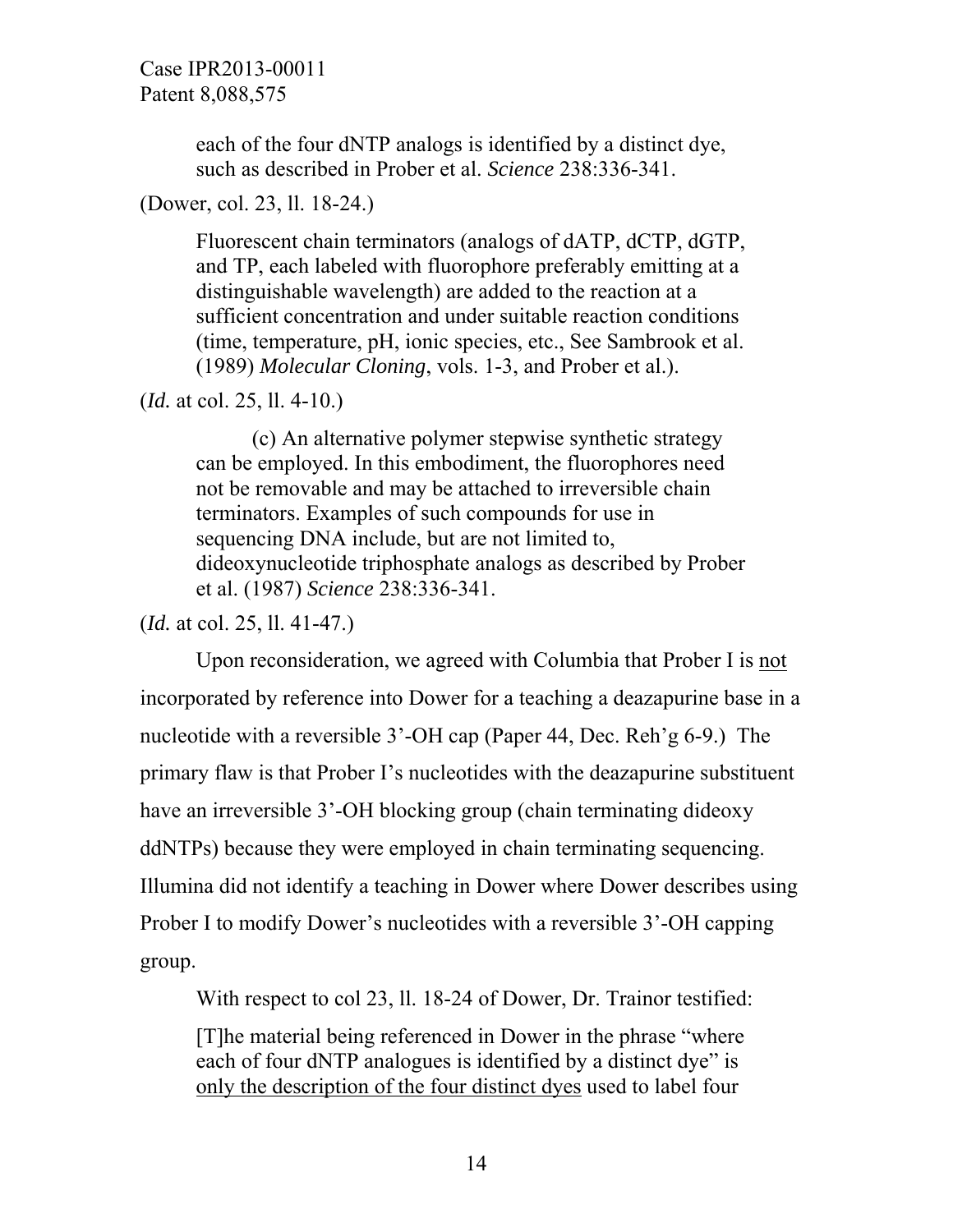> each of the four dNTP analogs is identified by a distinct dye, such as described in Prober et al. *Science* 238:336-341.

(Dower, col. 23, ll. 18-24.)

> Fluorescent chain terminators (analogs of dATP, dCTP, dGTP, and TP, each labeled with fluorophore preferably emitting at a distinguishable wavelength) are added to the reaction at a sufficient concentration and under suitable reaction conditions (time, temperature, pH, ionic species, etc., See Sambrook et al. (1989) *Molecular Cloning*, vols. 1-3, and Prober et al.).

(*Id.* at col. 25, ll. 4-10.)

> (c) An alternative polymer stepwise synthetic strategy can be employed. In this embodiment, the fluorophores need not be removable and may be attached to irreversible chain terminators. Examples of such compounds for use in sequencing DNA include, but are not limited to, dideoxynucleotide triphosphate analogs as described by Prober et al. (1987) *Science* 238:336-341.

(*Id.* at col. 25, ll. 41-47.)

Upon reconsideration, we agreed with Columbia that Prober I is <u>not</u> incorporated by reference into Dower for a teaching a deazapurine base in a nucleotide with a reversible 3'-OH cap (Paper 44, Dec. Reh'g 6-9.) The primary flaw is that Prober I's nucleotides with the deazapurine substituent have an irreversible 3'-OH blocking group (chain terminating dideoxy ddNTPs) because they were employed in chain terminating sequencing. Illumina did not identify a teaching in Dower where Dower describes using Prober I to modify Dower's nucleotides with a reversible 3'-OH capping group.

With respect to col 23, ll. 18-24 of Dower, Dr. Trainor testified:

> [T]he material being referenced in Dower in the phrase "where each of four dNTP analogues is identified by a distinct dye" is <u>only the description of the four distinct dyes</u> used to label four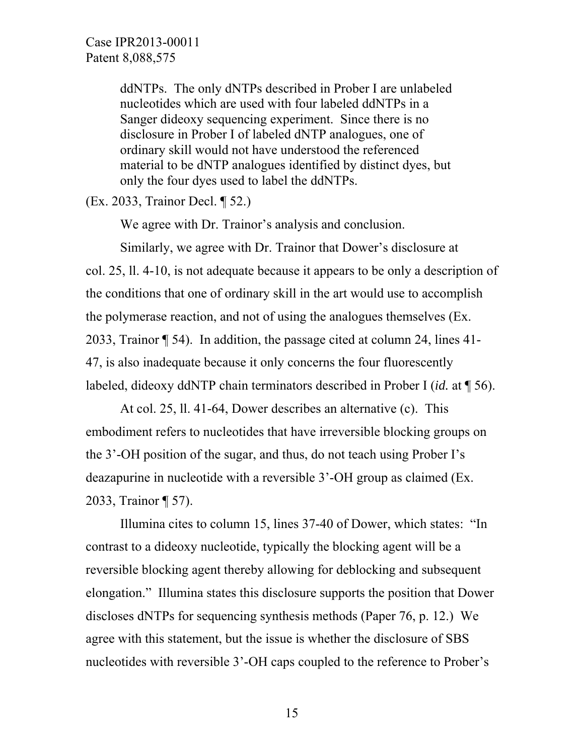> ddNTPs. The only dNTPs described in Prober I are unlabeled nucleotides which are used with four labeled ddNTPs in a Sanger dideoxy sequencing experiment. Since there is no disclosure in Prober I of labeled dNTP analogues, one of ordinary skill would not have understood the referenced material to be dNTP analogues identified by distinct dyes, but only the four dyes used to label the ddNTPs.

(Ex. 2033, Trainor Decl. ¶ 52.)

We agree with Dr. Trainor's analysis and conclusion.

Similarly, we agree with Dr. Trainor that Dower's disclosure at col. 25, ll. 4-10, is not adequate because it appears to be only a description of the conditions that one of ordinary skill in the art would use to accomplish the polymerase reaction, and not of using the analogues themselves (Ex. 2033, Trainor ¶ 54). In addition, the passage cited at column 24, lines 41-47, is also inadequate because it only concerns the four fluorescently labeled, dideoxy ddNTP chain terminators described in Prober I (*id.* at ¶ 56).

At col. 25, ll. 41-64, Dower describes an alternative (c). This embodiment refers to nucleotides that have irreversible blocking groups on the 3'-OH position of the sugar, and thus, do not teach using Prober I's deazapurine in nucleotide with a reversible 3'-OH group as claimed (Ex. 2033, Trainor ¶ 57).

Illumina cites to column 15, lines 37-40 of Dower, which states: "In contrast to a dideoxy nucleotide, typically the blocking agent will be a reversible blocking agent thereby allowing for deblocking and subsequent elongation." Illumina states this disclosure supports the position that Dower discloses dNTPs for sequencing synthesis methods (Paper 76, p. 12.) We agree with this statement, but the issue is whether the disclosure of SBS nucleotides with reversible 3'-OH caps coupled to the reference to Prober's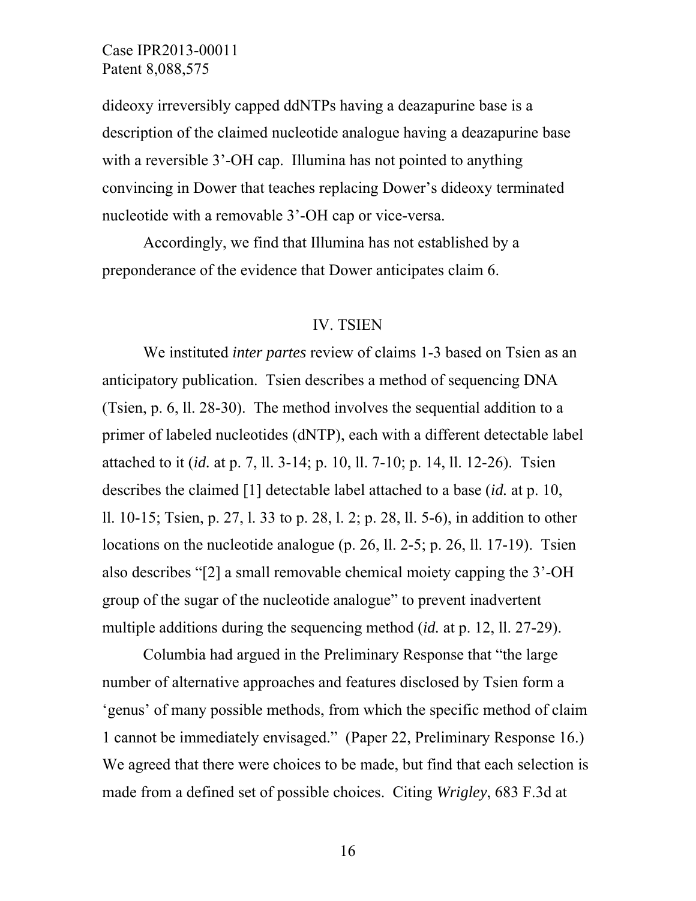dideoxy irreversibly capped ddNTPs having a deazapurine base is a description of the claimed nucleotide analogue having a deazapurine base with a reversible 3'-OH cap. Illumina has not pointed to anything convincing in Dower that teaches replacing Dower's dideoxy terminated nucleotide with a removable 3'-OH cap or vice-versa.

Accordingly, we find that Illumina has not established by a preponderance of the evidence that Dower anticipates claim 6.

## IV. TSIEN

We instituted *inter partes* review of claims 1-3 based on Tsien as an anticipatory publication. Tsien describes a method of sequencing DNA (Tsien, p. 6, ll. 28-30). The method involves the sequential addition to a primer of labeled nucleotides (dNTP), each with a different detectable label attached to it (*id.* at p. 7, ll. 3-14; p. 10, ll. 7-10; p. 14, ll. 12-26). Tsien describes the claimed [1] detectable label attached to a base (*id.* at p. 10, ll. 10-15; Tsien, p. 27, l. 33 to p. 28, l. 2; p. 28, ll. 5-6), in addition to other locations on the nucleotide analogue (p. 26, ll. 2-5; p. 26, ll. 17-19). Tsien also describes "[2] a small removable chemical moiety capping the 3'-OH group of the sugar of the nucleotide analogue" to prevent inadvertent multiple additions during the sequencing method (*id.* at p. 12, ll. 27-29).

Columbia had argued in the Preliminary Response that "the large number of alternative approaches and features disclosed by Tsien form a 'genus' of many possible methods, from which the specific method of claim 1 cannot be immediately envisaged." (Paper 22, Preliminary Response 16.) We agreed that there were choices to be made, but find that each selection is made from a defined set of possible choices. Citing *Wrigley*, 683 F.3d at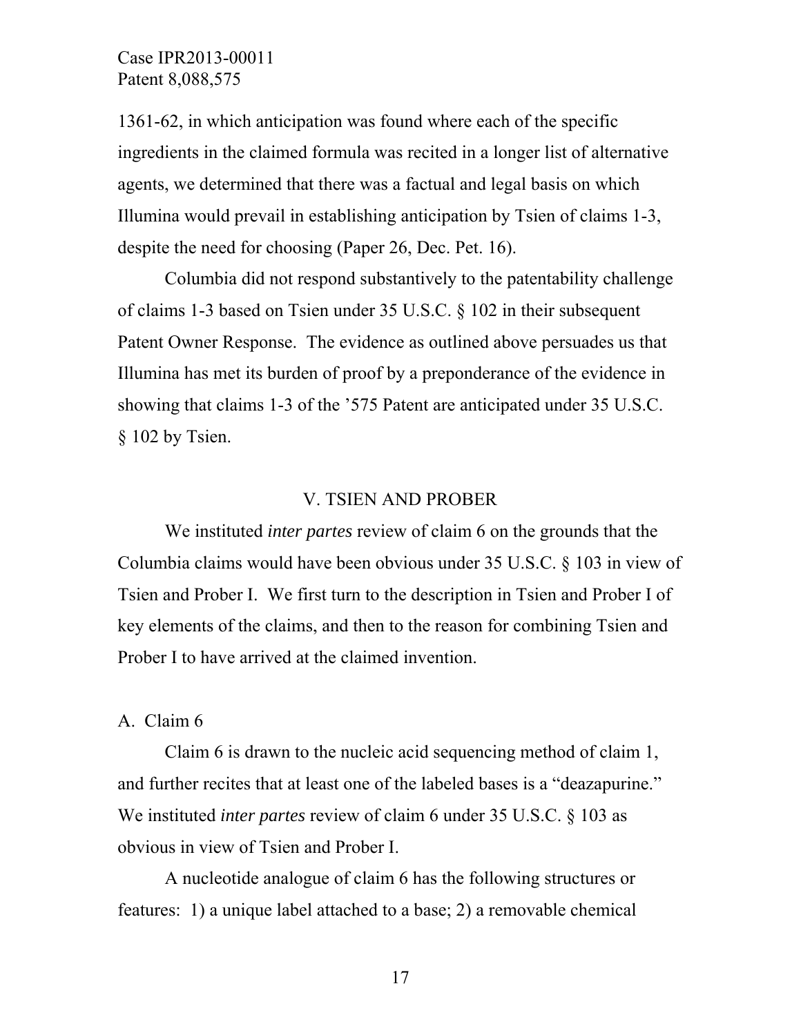1361-62, in which anticipation was found where each of the specific ingredients in the claimed formula was recited in a longer list of alternative agents, we determined that there was a factual and legal basis on which Illumina would prevail in establishing anticipation by Tsien of claims 1-3, despite the need for choosing (Paper 26, Dec. Pet. 16).

Columbia did not respond substantively to the patentability challenge of claims 1-3 based on Tsien under 35 U.S.C. § 102 in their subsequent Patent Owner Response. The evidence as outlined above persuades us that Illumina has met its burden of proof by a preponderance of the evidence in showing that claims 1-3 of the '575 Patent are anticipated under 35 U.S.C. § 102 by Tsien.

## V. TSIEN AND PROBER

We instituted *inter partes* review of claim 6 on the grounds that the Columbia claims would have been obvious under 35 U.S.C. § 103 in view of Tsien and Prober I. We first turn to the description in Tsien and Prober I of key elements of the claims, and then to the reason for combining Tsien and Prober I to have arrived at the claimed invention.

### A. Claim 6

Claim 6 is drawn to the nucleic acid sequencing method of claim 1, and further recites that at least one of the labeled bases is a "deazapurine." We instituted *inter partes* review of claim 6 under 35 U.S.C. § 103 as obvious in view of Tsien and Prober I.

A nucleotide analogue of claim 6 has the following structures or features: 1) a unique label attached to a base; 2) a removable chemical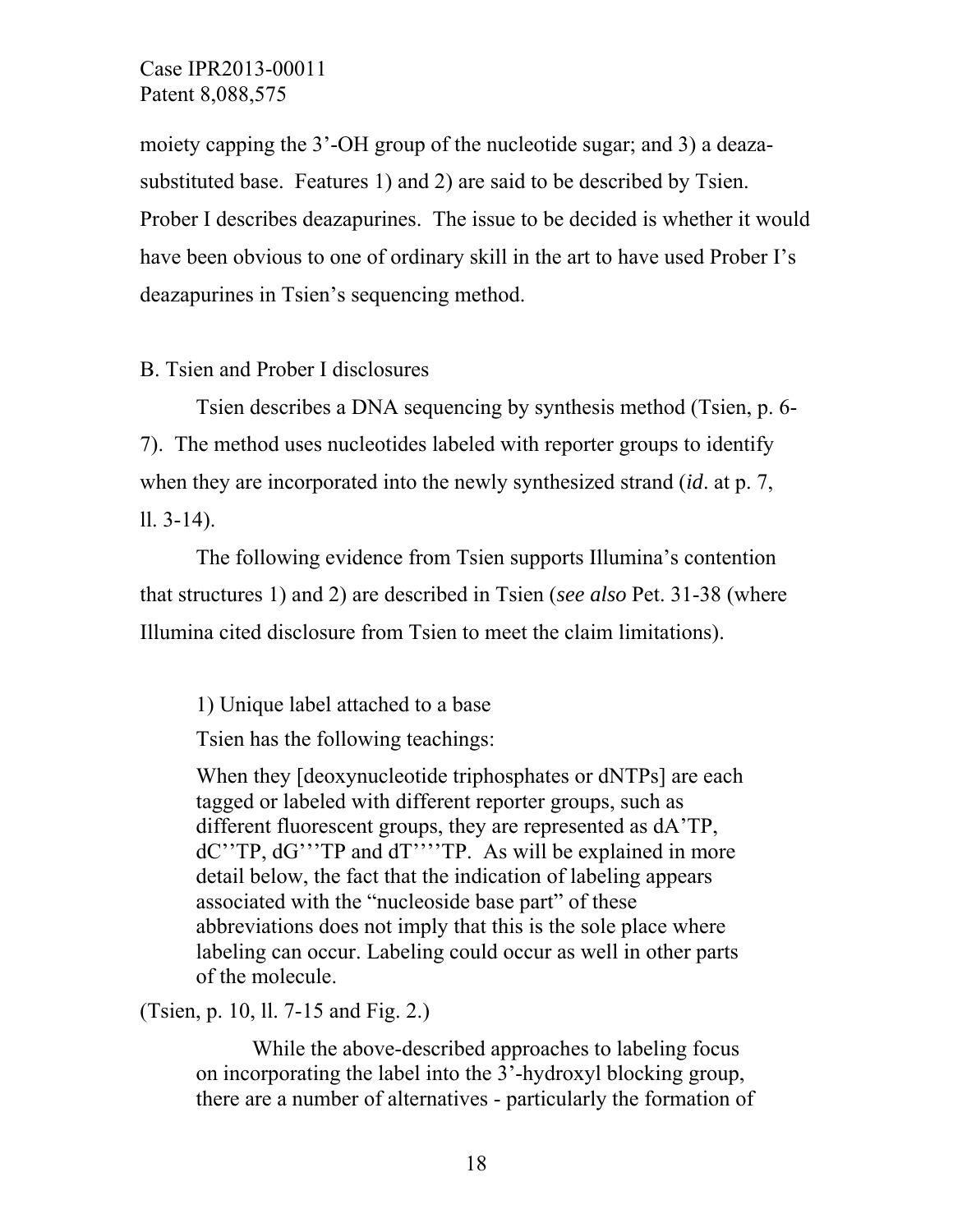moiety capping the 3'-OH group of the nucleotide sugar; and 3) a deaza-substituted base. Features 1) and 2) are said to be described by Tsien. Prober I describes deazapurines. The issue to be decided is whether it would have been obvious to one of ordinary skill in the art to have used Prober I's deazapurines in Tsien's sequencing method.

B. Tsien and Prober I disclosures

Tsien describes a DNA sequencing by synthesis method (Tsien, p. 6-7). The method uses nucleotides labeled with reporter groups to identify when they are incorporated into the newly synthesized strand (*id*. at p. 7, ll. 3-14).

The following evidence from Tsien supports Illumina's contention that structures 1) and 2) are described in Tsien (*see also* Pet. 31-38 (where Illumina cited disclosure from Tsien to meet the claim limitations).

1) Unique label attached to a base

Tsien has the following teachings:

> When they [deoxynucleotide triphosphates or dNTPs] are each tagged or labeled with different reporter groups, such as different fluorescent groups, they are represented as dA'TP, dC''TP, dG'''TP and dT''''TP. As will be explained in more detail below, the fact that the indication of labeling appears associated with the "nucleoside base part" of these abbreviations does not imply that this is the sole place where labeling can occur. Labeling could occur as well in other parts of the molecule.

(Tsien, p. 10, ll. 7-15 and Fig. 2.)

> While the above-described approaches to labeling focus on incorporating the label into the 3'-hydroxyl blocking group, there are a number of alternatives - particularly the formation of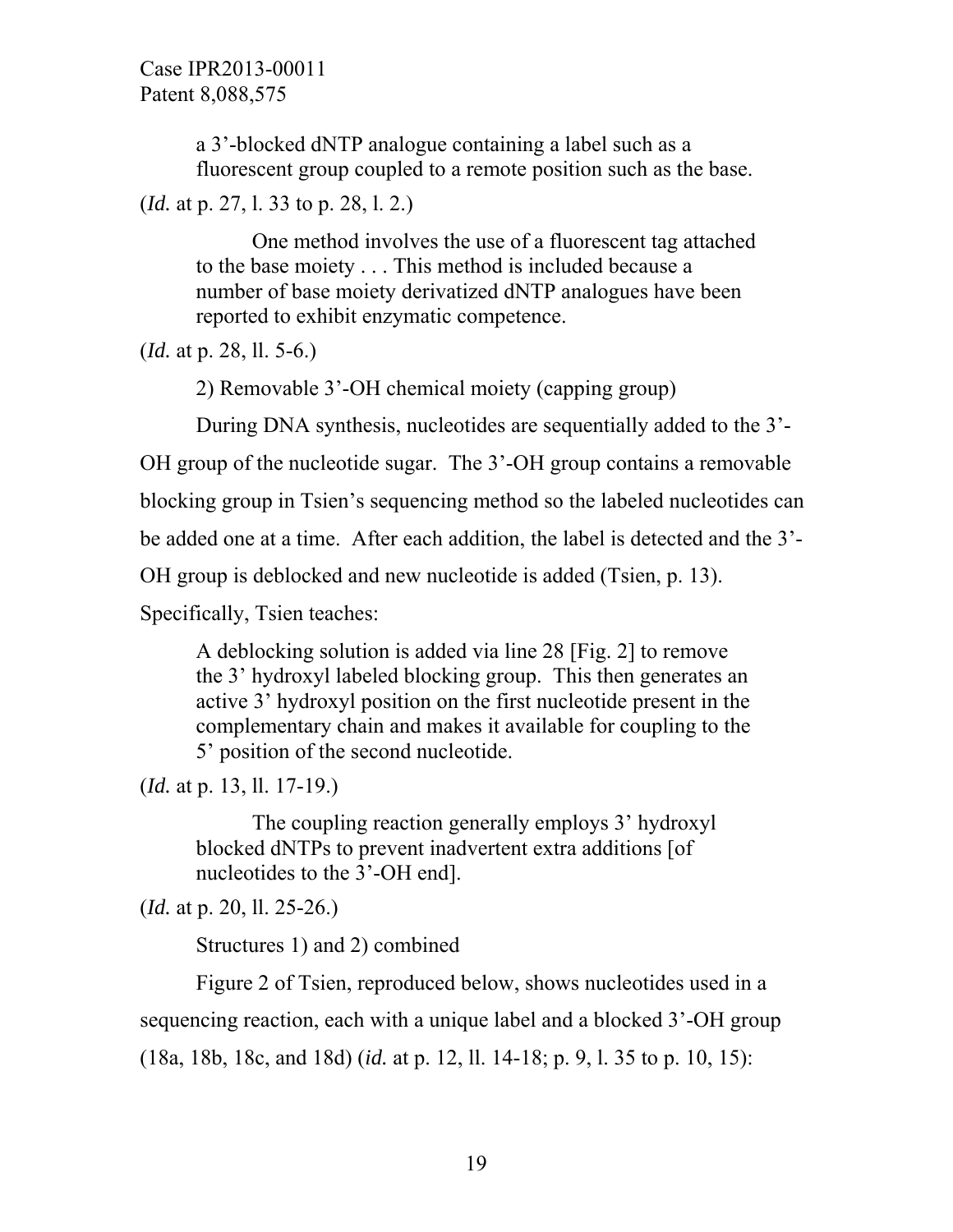> a 3'-blocked dNTP analogue containing a label such as a fluorescent group coupled to a remote position such as the base.

(*Id.* at p. 27, l. 33 to p. 28, l. 2.)

> One method involves the use of a fluorescent tag attached to the base moiety . . . This method is included because a number of base moiety derivatized dNTP analogues have been reported to exhibit enzymatic competence.

(*Id.* at p. 28, ll. 5-6.)

2) Removable 3'-OH chemical moiety (capping group)

During DNA synthesis, nucleotides are sequentially added to the 3'-OH group of the nucleotide sugar. The 3'-OH group contains a removable blocking group in Tsien's sequencing method so the labeled nucleotides can be added one at a time. After each addition, the label is detected and the 3'-OH group is deblocked and new nucleotide is added (Tsien, p. 13). Specifically, Tsien teaches:

> A deblocking solution is added via line 28 [Fig. 2] to remove the 3' hydroxyl labeled blocking group. This then generates an active 3' hydroxyl position on the first nucleotide present in the complementary chain and makes it available for coupling to the 5' position of the second nucleotide.

(*Id.* at p. 13, ll. 17-19.)

> The coupling reaction generally employs 3' hydroxyl blocked dNTPs to prevent inadvertent extra additions [of nucleotides to the 3'-OH end].

(*Id.* at p. 20, ll. 25-26.)

Structures 1) and 2) combined

Figure 2 of Tsien, reproduced below, shows nucleotides used in a sequencing reaction, each with a unique label and a blocked 3'-OH group (18a, 18b, 18c, and 18d) (*id.* at p. 12, ll. 14-18; p. 9, l. 35 to p. 10, 15):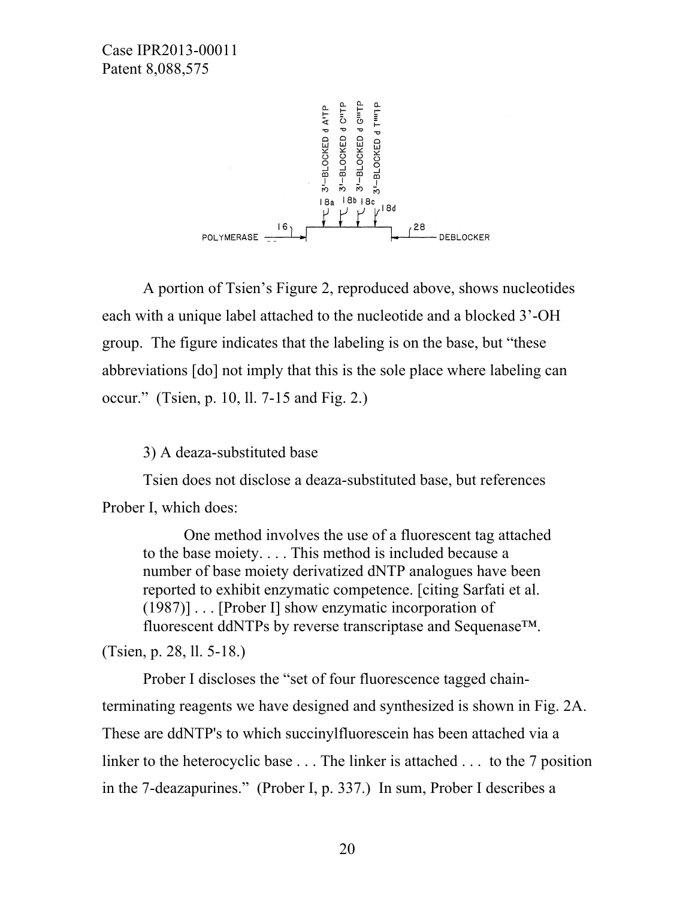3'-BLOCKED d A'TP
3'-BLOCKED d C''TP
3'-BLOCKED d G'''TP
3'-BLOCKED d T''''TP
18a
18b
18c
18d
16
28
POLYMERASE
DEBLOCKER

A portion of Tsien's Figure 2, reproduced above, shows nucleotides each with a unique label attached to the nucleotide and a blocked 3'-OH group. The figure indicates that the labeling is on the base, but "these abbreviations [do] not imply that this is the sole place where labeling can occur." (Tsien, p. 10, ll. 7-15 and Fig. 2.)

3) A deaza-substituted base

Tsien does not disclose a deaza-substituted base, but references Prober I, which does:

> One method involves the use of a fluorescent tag attached to the base moiety. . . . This method is included because a number of base moiety derivatized dNTP analogues have been reported to exhibit enzymatic competence. [citing Sarfati et al. (1987)] . . . [Prober I] show enzymatic incorporation of fluorescent ddNTPs by reverse transcriptase and Sequenase™.

(Tsien, p. 28, ll. 5-18.)

Prober I discloses the "set of four fluorescence tagged chain-terminating reagents we have designed and synthesized is shown in Fig. 2A. These are ddNTP's to which succinylfluorescein has been attached via a linker to the heterocyclic base . . . The linker is attached . . . to the 7 position in the 7-deazapurines." (Prober I, p. 337.) In sum, Prober I describes a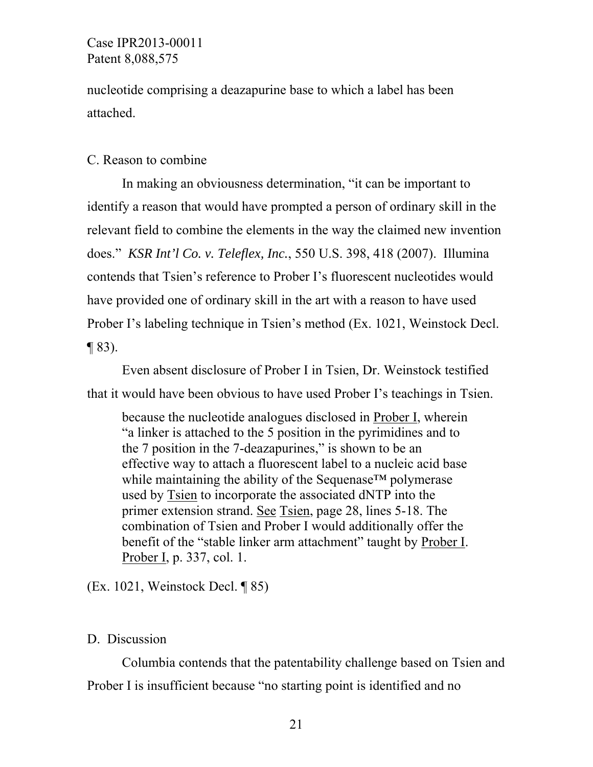nucleotide comprising a deazapurine base to which a label has been attached.

### C. Reason to combine

In making an obviousness determination, "it can be important to identify a reason that would have prompted a person of ordinary skill in the relevant field to combine the elements in the way the claimed new invention does." *KSR Int'l Co. v. Teleflex, Inc.*, 550 U.S. 398, 418 (2007). Illumina contends that Tsien's reference to Prober I's fluorescent nucleotides would have provided one of ordinary skill in the art with a reason to have used Prober I's labeling technique in Tsien's method (Ex. 1021, Weinstock Decl. ¶ 83).

Even absent disclosure of Prober I in Tsien, Dr. Weinstock testified that it would have been obvious to have used Prober I's teachings in Tsien.

> because the nucleotide analogues disclosed in Prober I, wherein "a linker is attached to the 5 position in the pyrimidines and to the 7 position in the 7-deazapurines," is shown to be an effective way to attach a fluorescent label to a nucleic acid base while maintaining the ability of the Sequenase™ polymerase used by Tsien to incorporate the associated dNTP into the primer extension strand. See Tsien, page 28, lines 5-18. The combination of Tsien and Prober I would additionally offer the benefit of the "stable linker arm attachment" taught by Prober I. Prober I, p. 337, col. 1.

(Ex. 1021, Weinstock Decl. ¶ 85)

### D. Discussion

Columbia contends that the patentability challenge based on Tsien and Prober I is insufficient because "no starting point is identified and no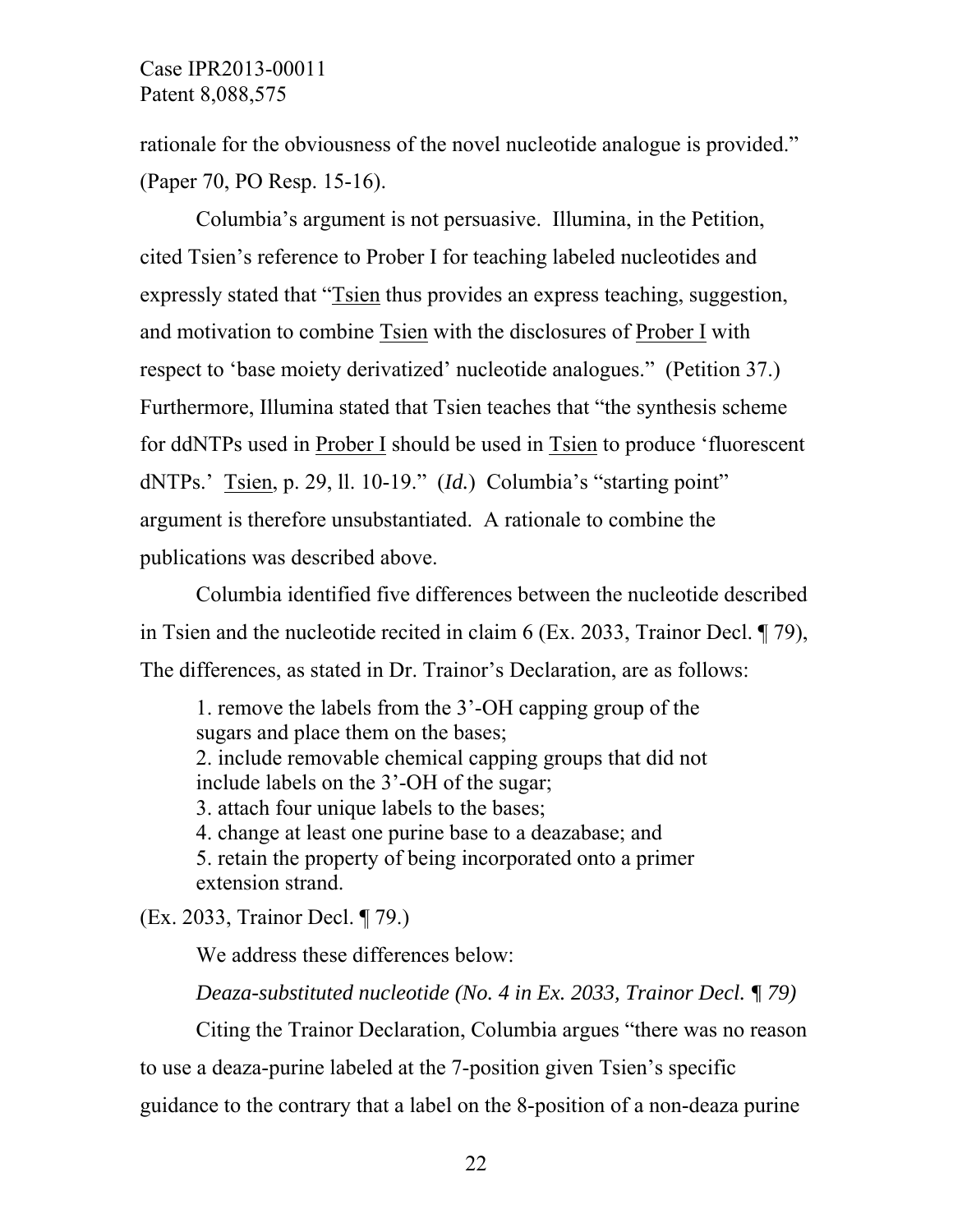rationale for the obviousness of the novel nucleotide analogue is provided." (Paper 70, PO Resp. 15-16).

Columbia's argument is not persuasive. Illumina, in the Petition, cited Tsien's reference to Prober I for teaching labeled nucleotides and expressly stated that "Tsien thus provides an express teaching, suggestion, and motivation to combine Tsien with the disclosures of Prober I with respect to 'base moiety derivatized' nucleotide analogues." (Petition 37.) Furthermore, Illumina stated that Tsien teaches that "the synthesis scheme for ddNTPs used in Prober I should be used in Tsien to produce 'fluorescent dNTPs.' Tsien, p. 29, ll. 10-19." (*Id.*) Columbia's "starting point" argument is therefore unsubstantiated. A rationale to combine the publications was described above.

Columbia identified five differences between the nucleotide described in Tsien and the nucleotide recited in claim 6 (Ex. 2033, Trainor Decl. ¶ 79), The differences, as stated in Dr. Trainor's Declaration, are as follows:

> 1. remove the labels from the 3'-OH capping group of the sugars and place them on the bases;
> 2. include removable chemical capping groups that did not include labels on the 3'-OH of the sugar;
> 3. attach four unique labels to the bases;
> 4. change at least one purine base to a deazabase; and
> 5. retain the property of being incorporated onto a primer extension strand.

(Ex. 2033, Trainor Decl. ¶ 79.)

We address these differences below:

*Deaza-substituted nucleotide (No. 4 in Ex. 2033, Trainor Decl. ¶ 79)*

Citing the Trainor Declaration, Columbia argues "there was no reason to use a deaza-purine labeled at the 7-position given Tsien's specific guidance to the contrary that a label on the 8-position of a non-deaza purine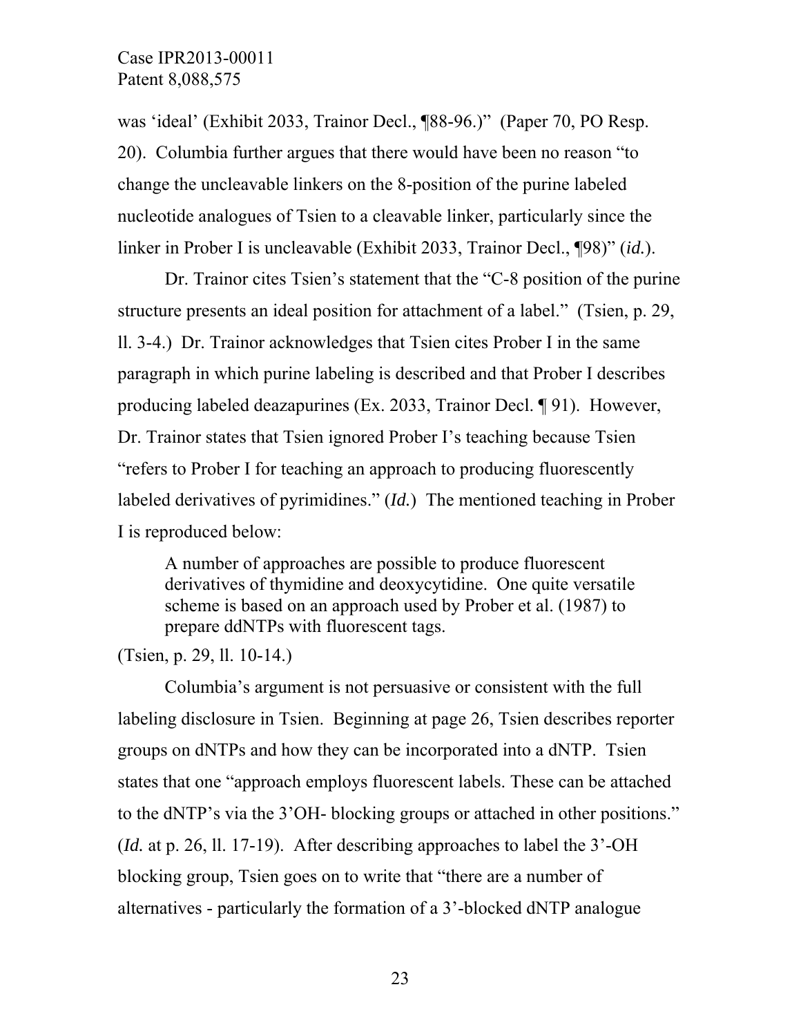was 'ideal' (Exhibit 2033, Trainor Decl., ¶88-96.)" (Paper 70, PO Resp. 20). Columbia further argues that there would have been no reason "to change the uncleavable linkers on the 8-position of the purine labeled nucleotide analogues of Tsien to a cleavable linker, particularly since the linker in Prober I is uncleavable (Exhibit 2033, Trainor Decl., ¶98)" (*id.*).

Dr. Trainor cites Tsien's statement that the "C-8 position of the purine structure presents an ideal position for attachment of a label." (Tsien, p. 29, ll. 3-4.) Dr. Trainor acknowledges that Tsien cites Prober I in the same paragraph in which purine labeling is described and that Prober I describes producing labeled deazapurines (Ex. 2033, Trainor Decl. ¶ 91). However, Dr. Trainor states that Tsien ignored Prober I's teaching because Tsien "refers to Prober I for teaching an approach to producing fluorescently labeled derivatives of pyrimidines." (*Id.*) The mentioned teaching in Prober I is reproduced below:

> A number of approaches are possible to produce fluorescent derivatives of thymidine and deoxycytidine. One quite versatile scheme is based on an approach used by Prober et al. (1987) to prepare ddNTPs with fluorescent tags.

(Tsien, p. 29, ll. 10-14.)

Columbia's argument is not persuasive or consistent with the full labeling disclosure in Tsien. Beginning at page 26, Tsien describes reporter groups on dNTPs and how they can be incorporated into a dNTP. Tsien states that one "approach employs fluorescent labels. These can be attached to the dNTP's via the 3'OH- blocking groups or attached in other positions." (*Id.* at p. 26, ll. 17-19). After describing approaches to label the 3'-OH blocking group, Tsien goes on to write that "there are a number of alternatives - particularly the formation of a 3'-blocked dNTP analogue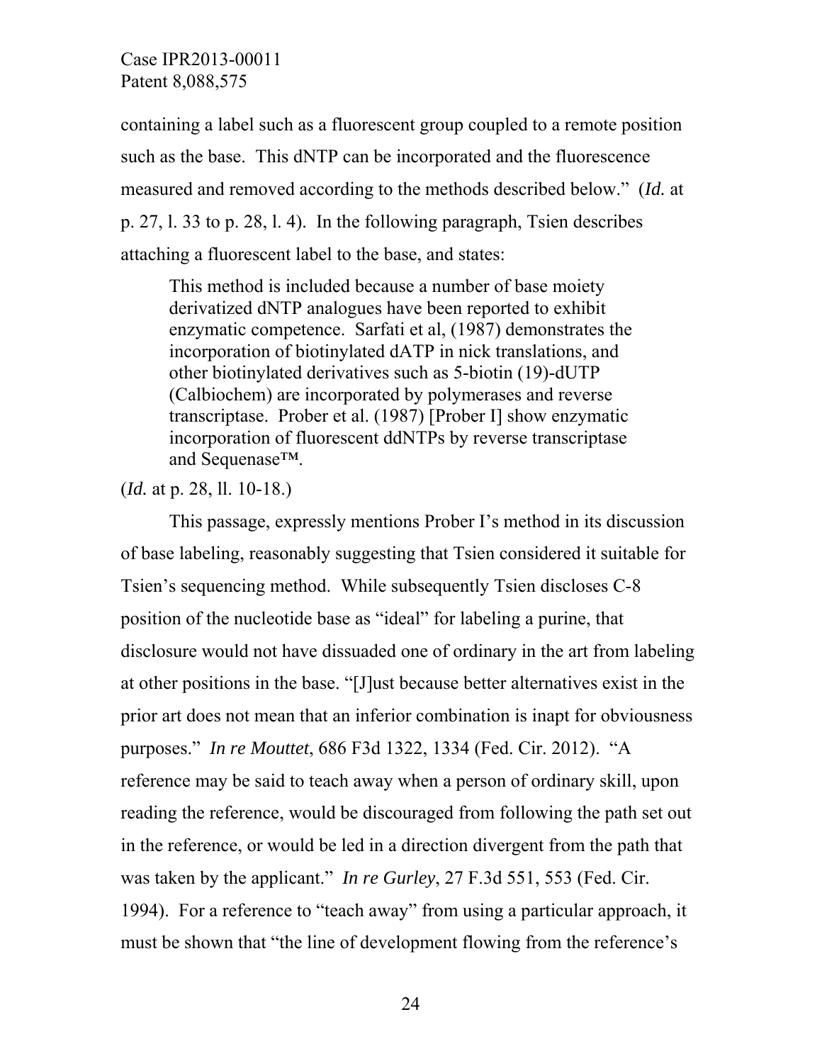containing a label such as a fluorescent group coupled to a remote position such as the base. This dNTP can be incorporated and the fluorescence measured and removed according to the methods described below." (*Id.* at p. 27, l. 33 to p. 28, l. 4). In the following paragraph, Tsien describes attaching a fluorescent label to the base, and states:

> This method is included because a number of base moiety derivatized dNTP analogues have been reported to exhibit enzymatic competence. Sarfati et al, (1987) demonstrates the incorporation of biotinylated dATP in nick translations, and other biotinylated derivatives such as 5-biotin (19)-dUTP (Calbiochem) are incorporated by polymerases and reverse transcriptase. Prober et al. (1987) [Prober I] show enzymatic incorporation of fluorescent ddNTPs by reverse transcriptase and Sequenase™.

(*Id.* at p. 28, ll. 10-18.)

This passage, expressly mentions Prober I's method in its discussion of base labeling, reasonably suggesting that Tsien considered it suitable for Tsien's sequencing method. While subsequently Tsien discloses C-8 position of the nucleotide base as "ideal" for labeling a purine, that disclosure would not have dissuaded one of ordinary in the art from labeling at other positions in the base. "[J]ust because better alternatives exist in the prior art does not mean that an inferior combination is inapt for obviousness purposes." *In re Mouttet*, 686 F3d 1322, 1334 (Fed. Cir. 2012). "A reference may be said to teach away when a person of ordinary skill, upon reading the reference, would be discouraged from following the path set out in the reference, or would be led in a direction divergent from the path that was taken by the applicant." *In re Gurley*, 27 F.3d 551, 553 (Fed. Cir. 1994). For a reference to "teach away" from using a particular approach, it must be shown that "the line of development flowing from the reference's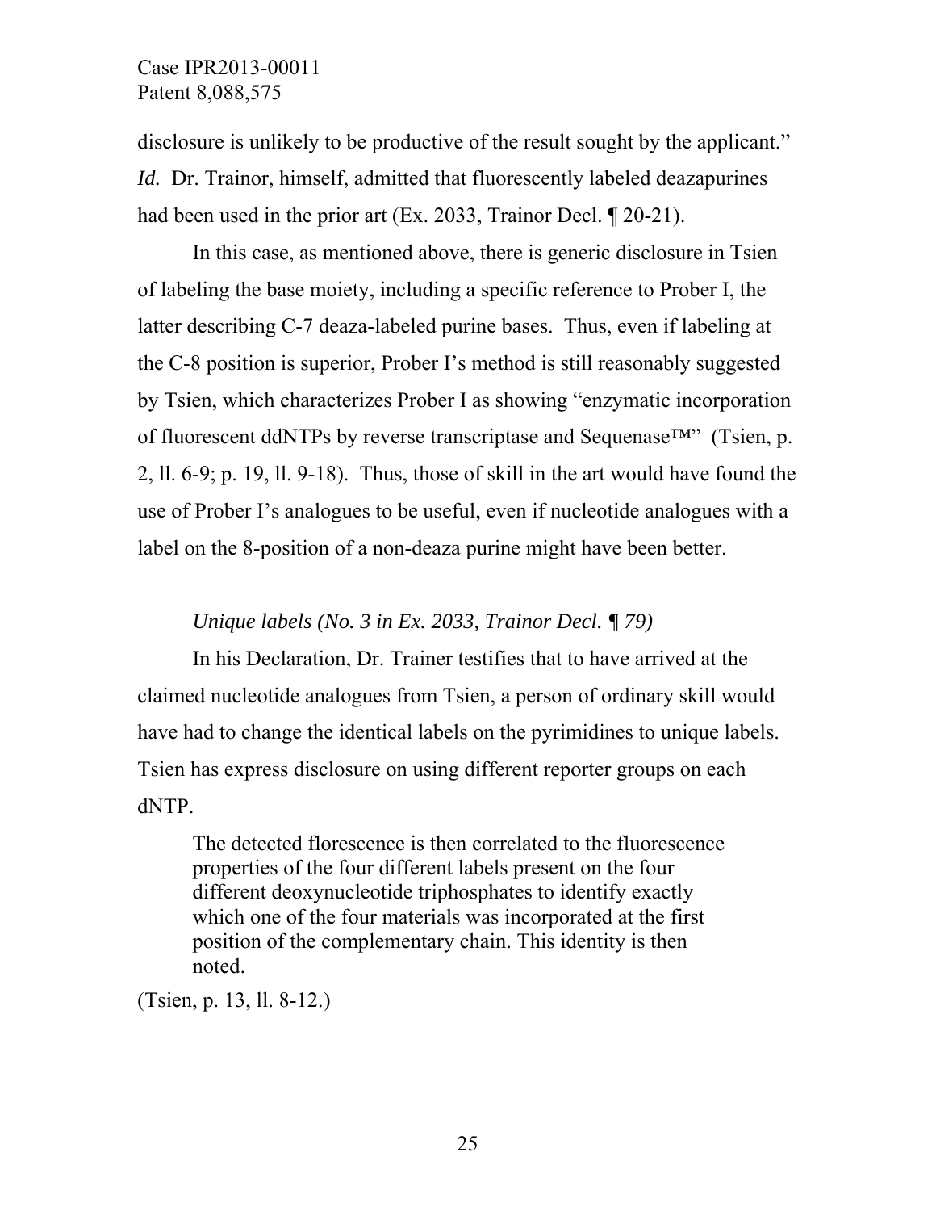disclosure is unlikely to be productive of the result sought by the applicant." *Id.* Dr. Trainor, himself, admitted that fluorescently labeled deazapurines had been used in the prior art (Ex. 2033, Trainor Decl. ¶ 20-21).

In this case, as mentioned above, there is generic disclosure in Tsien of labeling the base moiety, including a specific reference to Prober I, the latter describing C-7 deaza-labeled purine bases. Thus, even if labeling at the C-8 position is superior, Prober I's method is still reasonably suggested by Tsien, which characterizes Prober I as showing "enzymatic incorporation of fluorescent ddNTPs by reverse transcriptase and Sequenase™" (Tsien, p. 2, ll. 6-9; p. 19, ll. 9-18). Thus, those of skill in the art would have found the use of Prober I's analogues to be useful, even if nucleotide analogues with a label on the 8-position of a non-deaza purine might have been better.

*Unique labels (No. 3 in Ex. 2033, Trainor Decl. ¶ 79)*

In his Declaration, Dr. Trainer testifies that to have arrived at the claimed nucleotide analogues from Tsien, a person of ordinary skill would have had to change the identical labels on the pyrimidines to unique labels. Tsien has express disclosure on using different reporter groups on each dNTP.

> The detected florescence is then correlated to the fluorescence properties of the four different labels present on the four different deoxynucleotide triphosphates to identify exactly which one of the four materials was incorporated at the first position of the complementary chain. This identity is then noted.

(Tsien, p. 13, ll. 8-12.)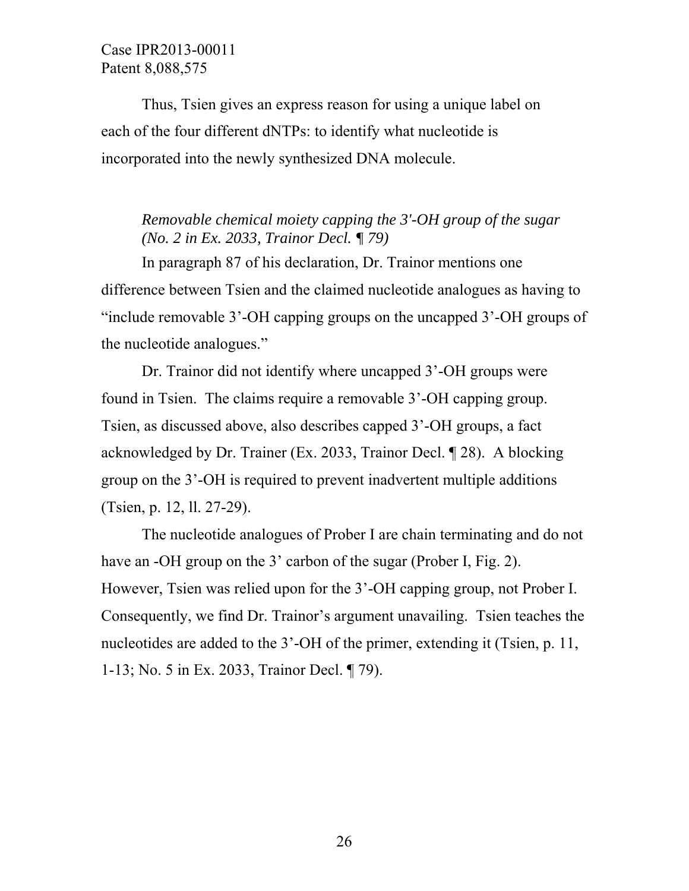Thus, Tsien gives an express reason for using a unique label on each of the four different dNTPs: to identify what nucleotide is incorporated into the newly synthesized DNA molecule.

*Removable chemical moiety capping the 3'-OH group of the sugar (No. 2 in Ex. 2033, Trainor Decl. ¶ 79)*

In paragraph 87 of his declaration, Dr. Trainor mentions one difference between Tsien and the claimed nucleotide analogues as having to "include removable 3'-OH capping groups on the uncapped 3'-OH groups of the nucleotide analogues."

Dr. Trainor did not identify where uncapped 3'-OH groups were found in Tsien. The claims require a removable 3'-OH capping group. Tsien, as discussed above, also describes capped 3'-OH groups, a fact acknowledged by Dr. Trainer (Ex. 2033, Trainor Decl. ¶ 28). A blocking group on the 3'-OH is required to prevent inadvertent multiple additions (Tsien, p. 12, ll. 27-29).

The nucleotide analogues of Prober I are chain terminating and do not have an -OH group on the 3' carbon of the sugar (Prober I, Fig. 2). However, Tsien was relied upon for the 3'-OH capping group, not Prober I. Consequently, we find Dr. Trainor's argument unavailing. Tsien teaches the nucleotides are added to the 3'-OH of the primer, extending it (Tsien, p. 11, 1-13; No. 5 in Ex. 2033, Trainor Decl. ¶ 79).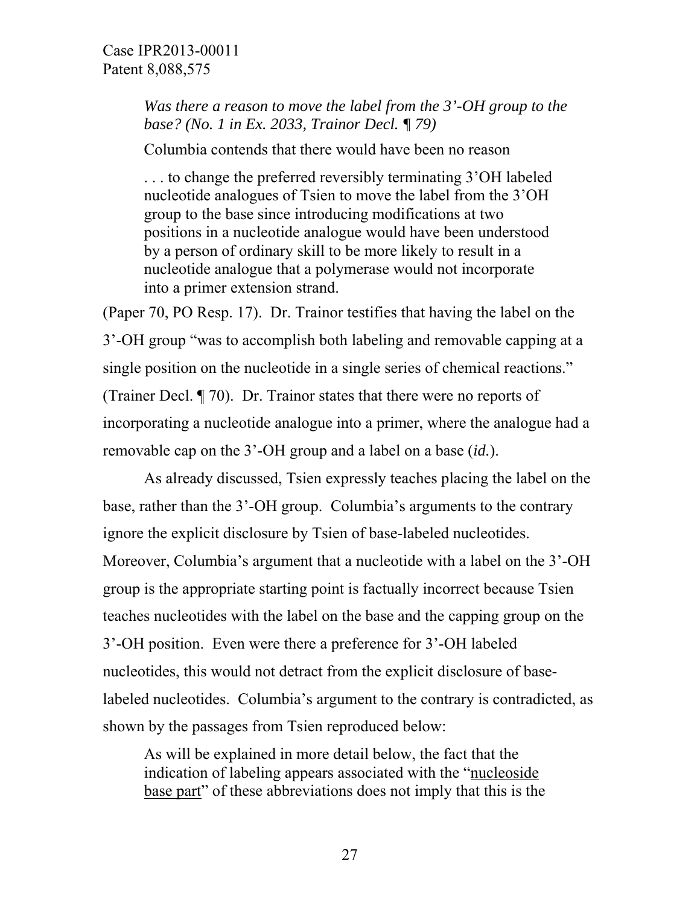*Was there a reason to move the label from the 3'-OH group to the base? (No. 1 in Ex. 2033, Trainor Decl. ¶ 79)*

Columbia contends that there would have been no reason

> . . . to change the preferred reversibly terminating 3'OH labeled nucleotide analogues of Tsien to move the label from the 3'OH group to the base since introducing modifications at two positions in a nucleotide analogue would have been understood by a person of ordinary skill to be more likely to result in a nucleotide analogue that a polymerase would not incorporate into a primer extension strand.

(Paper 70, PO Resp. 17). Dr. Trainor testifies that having the label on the 3'-OH group "was to accomplish both labeling and removable capping at a single position on the nucleotide in a single series of chemical reactions." (Trainer Decl. ¶ 70). Dr. Trainor states that there were no reports of incorporating a nucleotide analogue into a primer, where the analogue had a removable cap on the 3'-OH group and a label on a base (*id.*).

As already discussed, Tsien expressly teaches placing the label on the base, rather than the 3'-OH group. Columbia's arguments to the contrary ignore the explicit disclosure by Tsien of base-labeled nucleotides. Moreover, Columbia's argument that a nucleotide with a label on the 3'-OH group is the appropriate starting point is factually incorrect because Tsien teaches nucleotides with the label on the base and the capping group on the 3'-OH position. Even were there a preference for 3'-OH labeled nucleotides, this would not detract from the explicit disclosure of base-labeled nucleotides. Columbia's argument to the contrary is contradicted, as shown by the passages from Tsien reproduced below:

> As will be explained in more detail below, the fact that the indication of labeling appears associated with the "<u>nucleoside base part</u>" of these abbreviations does not imply that this is the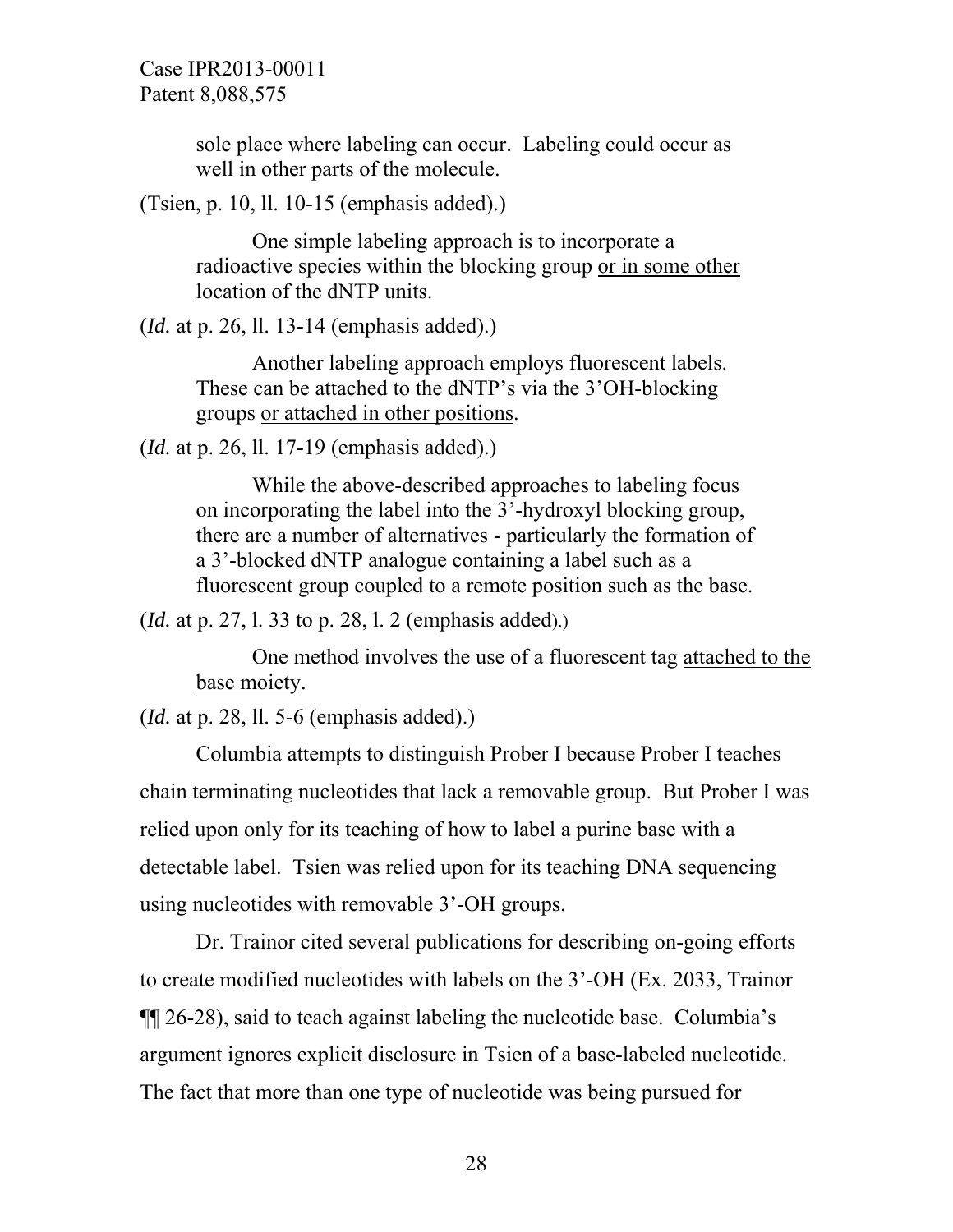> sole place where labeling can occur. Labeling could occur as well in other parts of the molecule.

(Tsien, p. 10, ll. 10-15 (emphasis added).)

> One simple labeling approach is to incorporate a radioactive species within the blocking group <u>or in some other location</u> of the dNTP units.

(*Id.* at p. 26, ll. 13-14 (emphasis added).)

> Another labeling approach employs fluorescent labels. These can be attached to the dNTP's via the 3'OH-blocking groups <u>or attached in other positions</u>.

(*Id.* at p. 26, ll. 17-19 (emphasis added).)

> While the above-described approaches to labeling focus on incorporating the label into the 3'-hydroxyl blocking group, there are a number of alternatives - particularly the formation of a 3'-blocked dNTP analogue containing a label such as a fluorescent group coupled <u>to a remote position such as the base</u>.

(*Id.* at p. 27, l. 33 to p. 28, l. 2 (emphasis added).)

> One method involves the use of a fluorescent tag <u>attached to the base moiety</u>.

(*Id.* at p. 28, ll. 5-6 (emphasis added).)

Columbia attempts to distinguish Prober I because Prober I teaches chain terminating nucleotides that lack a removable group. But Prober I was relied upon only for its teaching of how to label a purine base with a detectable label. Tsien was relied upon for its teaching DNA sequencing using nucleotides with removable 3'-OH groups.

Dr. Trainor cited several publications for describing on-going efforts to create modified nucleotides with labels on the 3'-OH (Ex. 2033, Trainor ¶¶ 26-28), said to teach against labeling the nucleotide base. Columbia's argument ignores explicit disclosure in Tsien of a base-labeled nucleotide. The fact that more than one type of nucleotide was being pursued for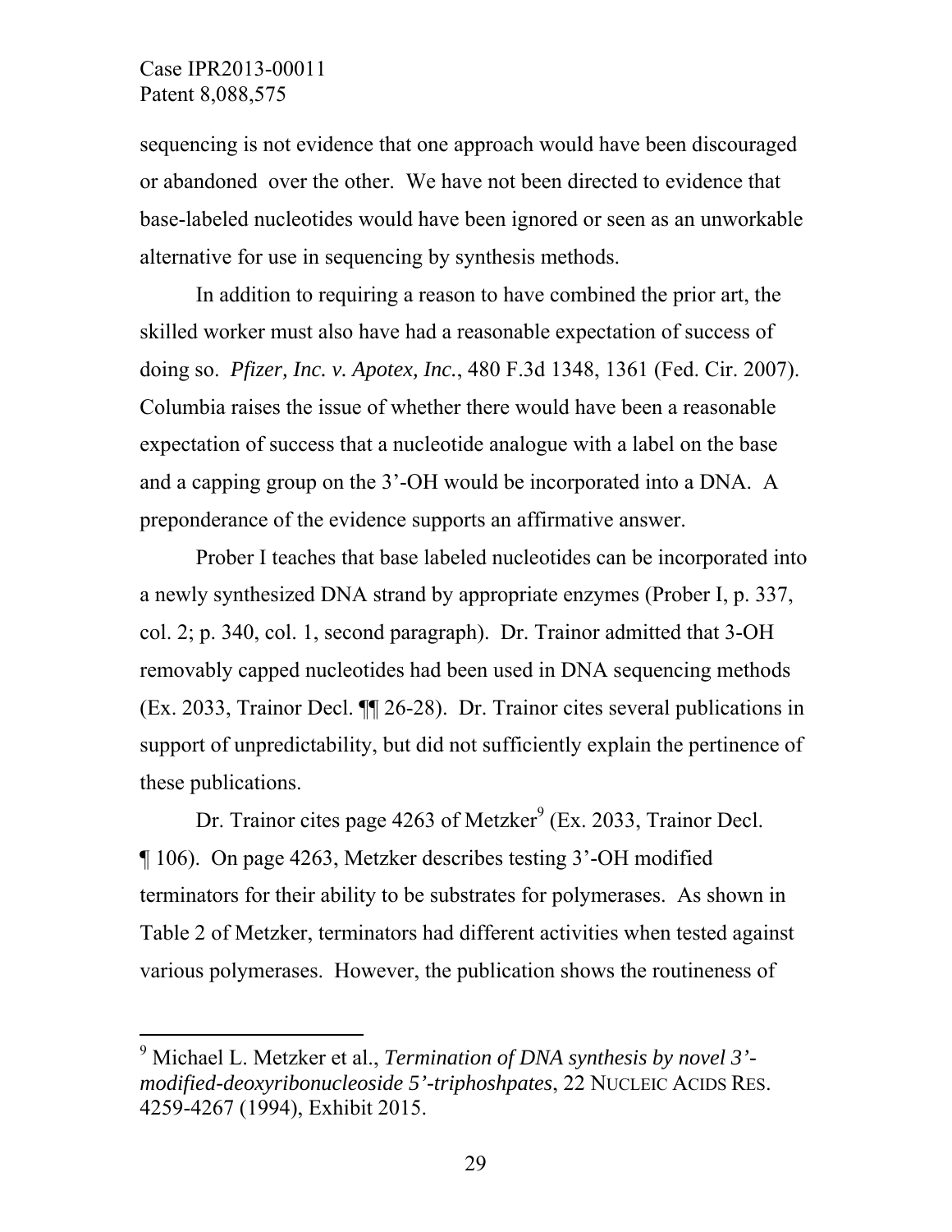sequencing is not evidence that one approach would have been discouraged or abandoned over the other. We have not been directed to evidence that base-labeled nucleotides would have been ignored or seen as an unworkable alternative for use in sequencing by synthesis methods.

In addition to requiring a reason to have combined the prior art, the skilled worker must also have had a reasonable expectation of success of doing so. *Pfizer, Inc. v. Apotex, Inc.*, 480 F.3d 1348, 1361 (Fed. Cir. 2007). Columbia raises the issue of whether there would have been a reasonable expectation of success that a nucleotide analogue with a label on the base and a capping group on the 3'-OH would be incorporated into a DNA. A preponderance of the evidence supports an affirmative answer.

Prober I teaches that base labeled nucleotides can be incorporated into a newly synthesized DNA strand by appropriate enzymes (Prober I, p. 337, col. 2; p. 340, col. 1, second paragraph). Dr. Trainor admitted that 3-OH removably capped nucleotides had been used in DNA sequencing methods (Ex. 2033, Trainor Decl. ¶¶ 26-28). Dr. Trainor cites several publications in support of unpredictability, but did not sufficiently explain the pertinence of these publications.

Dr. Trainor cites page 4263 of Metzker[9] (Ex. 2033, Trainor Decl. ¶ 106). On page 4263, Metzker describes testing 3'-OH modified terminators for their ability to be substrates for polymerases. As shown in Table 2 of Metzker, terminators had different activities when tested against various polymerases. However, the publication shows the routineness of

---

[9] Michael L. Metzker et al., *Termination of DNA synthesis by novel 3'-modified-deoxyribonucleoside 5'-triphoshpates*, 22 NUCLEIC ACIDS RES. 4259-4267 (1994), Exhibit 2015.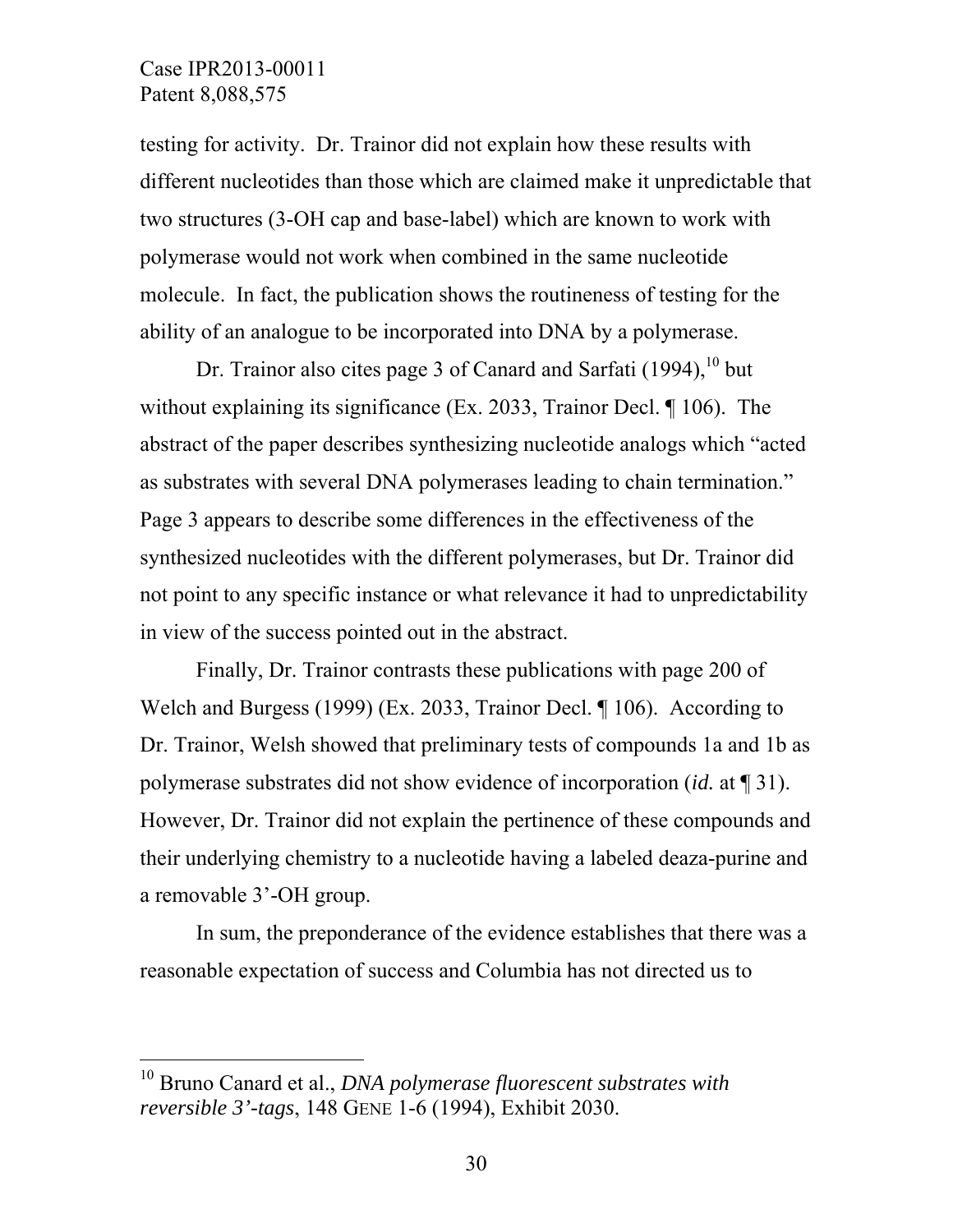testing for activity. Dr. Trainor did not explain how these results with different nucleotides than those which are claimed make it unpredictable that two structures (3-OH cap and base-label) which are known to work with polymerase would not work when combined in the same nucleotide molecule. In fact, the publication shows the routineness of testing for the ability of an analogue to be incorporated into DNA by a polymerase.

Dr. Trainor also cites page 3 of Canard and Sarfati (1994),[10] but without explaining its significance (Ex. 2033, Trainor Decl. ¶ 106). The abstract of the paper describes synthesizing nucleotide analogs which "acted as substrates with several DNA polymerases leading to chain termination." Page 3 appears to describe some differences in the effectiveness of the synthesized nucleotides with the different polymerases, but Dr. Trainor did not point to any specific instance or what relevance it had to unpredictability in view of the success pointed out in the abstract.

Finally, Dr. Trainor contrasts these publications with page 200 of Welch and Burgess (1999) (Ex. 2033, Trainor Decl. ¶ 106). According to Dr. Trainor, Welsh showed that preliminary tests of compounds 1a and 1b as polymerase substrates did not show evidence of incorporation (*id.* at ¶ 31). However, Dr. Trainor did not explain the pertinence of these compounds and their underlying chemistry to a nucleotide having a labeled deaza-purine and a removable 3'-OH group.

In sum, the preponderance of the evidence establishes that there was a reasonable expectation of success and Columbia has not directed us to

---

[10] Bruno Canard et al., *DNA polymerase fluorescent substrates with reversible 3'-tags*, 148 GENE 1-6 (1994), Exhibit 2030.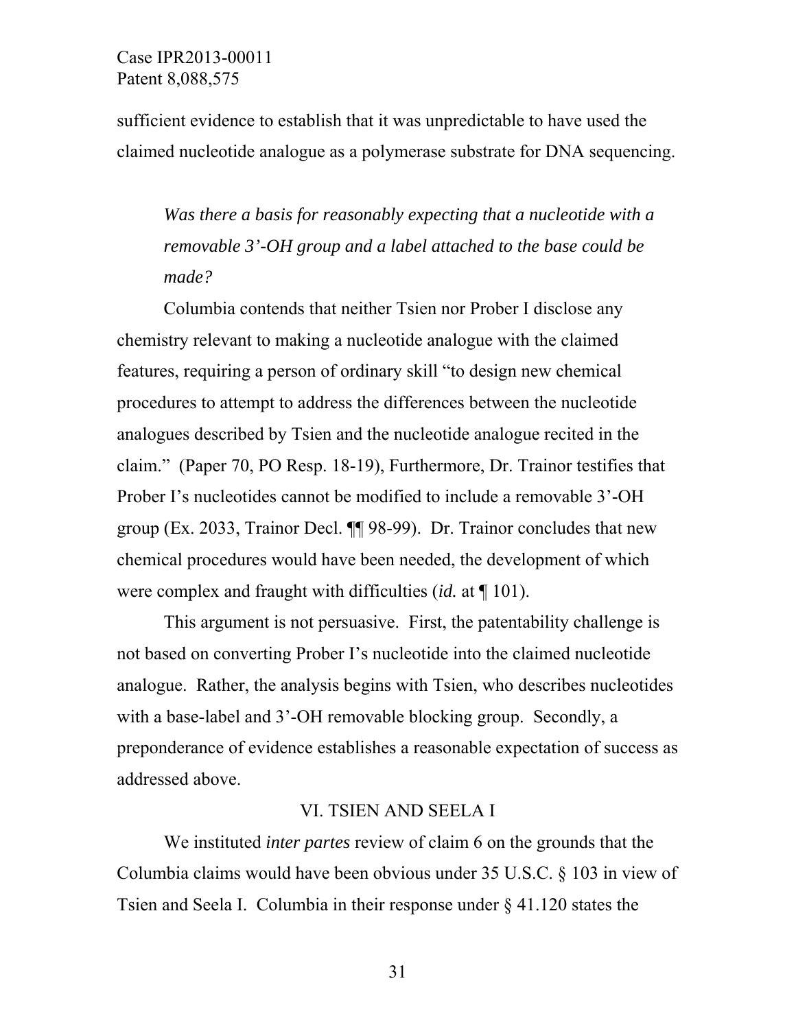sufficient evidence to establish that it was unpredictable to have used the claimed nucleotide analogue as a polymerase substrate for DNA sequencing.

*Was there a basis for reasonably expecting that a nucleotide with a removable 3'-OH group and a label attached to the base could be made?*

Columbia contends that neither Tsien nor Prober I disclose any chemistry relevant to making a nucleotide analogue with the claimed features, requiring a person of ordinary skill "to design new chemical procedures to attempt to address the differences between the nucleotide analogues described by Tsien and the nucleotide analogue recited in the claim." (Paper 70, PO Resp. 18-19), Furthermore, Dr. Trainor testifies that Prober I's nucleotides cannot be modified to include a removable 3'-OH group (Ex. 2033, Trainor Decl. ¶¶ 98-99). Dr. Trainor concludes that new chemical procedures would have been needed, the development of which were complex and fraught with difficulties (*id.* at ¶ 101).

This argument is not persuasive. First, the patentability challenge is not based on converting Prober I's nucleotide into the claimed nucleotide analogue. Rather, the analysis begins with Tsien, who describes nucleotides with a base-label and 3'-OH removable blocking group. Secondly, a preponderance of evidence establishes a reasonable expectation of success as addressed above.

## VI. TSIEN AND SEELA I

We instituted *inter partes* review of claim 6 on the grounds that the Columbia claims would have been obvious under 35 U.S.C. § 103 in view of Tsien and Seela I. Columbia in their response under § 41.120 states the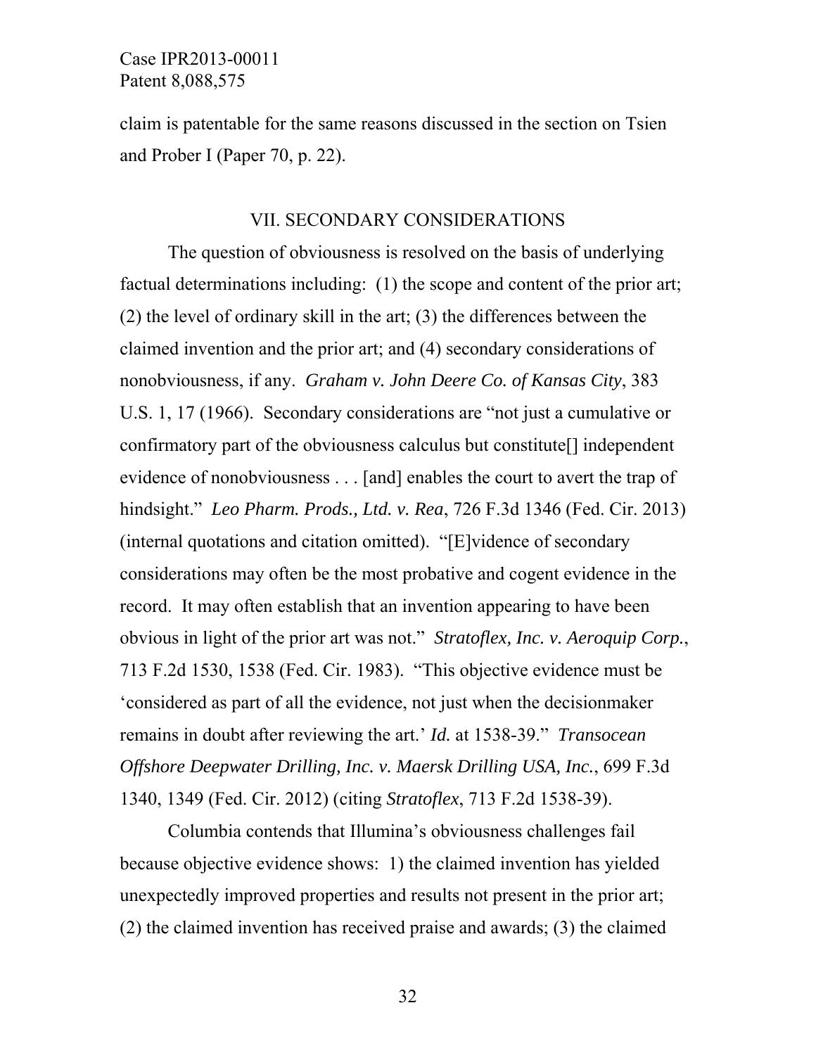claim is patentable for the same reasons discussed in the section on Tsien and Prober I (Paper 70, p. 22).

## VII. SECONDARY CONSIDERATIONS

The question of obviousness is resolved on the basis of underlying factual determinations including: (1) the scope and content of the prior art; (2) the level of ordinary skill in the art; (3) the differences between the claimed invention and the prior art; and (4) secondary considerations of nonobviousness, if any. *Graham v. John Deere Co. of Kansas City*, 383 U.S. 1, 17 (1966). Secondary considerations are "not just a cumulative or confirmatory part of the obviousness calculus but constitute[] independent evidence of nonobviousness . . . [and] enables the court to avert the trap of hindsight." *Leo Pharm. Prods., Ltd. v. Rea*, 726 F.3d 1346 (Fed. Cir. 2013) (internal quotations and citation omitted). "[E]vidence of secondary considerations may often be the most probative and cogent evidence in the record. It may often establish that an invention appearing to have been obvious in light of the prior art was not." *Stratoflex, Inc. v. Aeroquip Corp.*, 713 F.2d 1530, 1538 (Fed. Cir. 1983). "This objective evidence must be 'considered as part of all the evidence, not just when the decisionmaker remains in doubt after reviewing the art.' *Id.* at 1538-39." *Transocean Offshore Deepwater Drilling, Inc. v. Maersk Drilling USA, Inc.*, 699 F.3d 1340, 1349 (Fed. Cir. 2012) (citing *Stratoflex*, 713 F.2d 1538-39).

Columbia contends that Illumina's obviousness challenges fail because objective evidence shows: 1) the claimed invention has yielded unexpectedly improved properties and results not present in the prior art; (2) the claimed invention has received praise and awards; (3) the claimed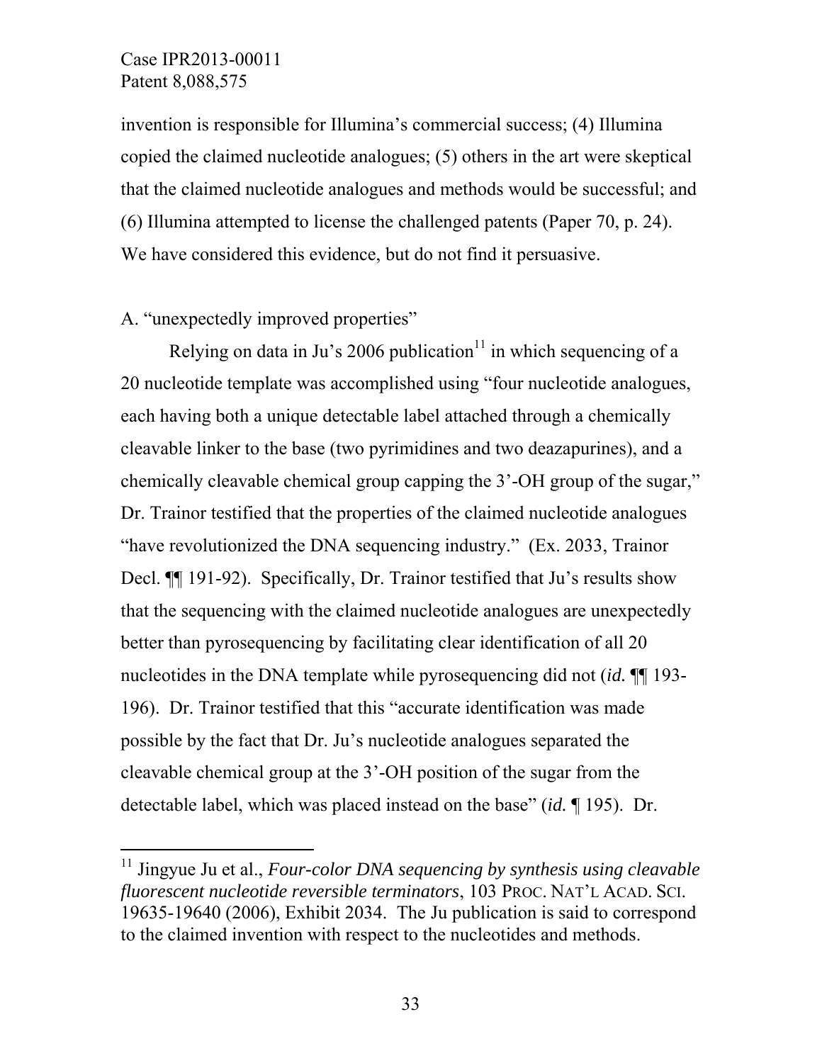invention is responsible for Illumina's commercial success; (4) Illumina copied the claimed nucleotide analogues; (5) others in the art were skeptical that the claimed nucleotide analogues and methods would be successful; and (6) Illumina attempted to license the challenged patents (Paper 70, p. 24). We have considered this evidence, but do not find it persuasive.

A. "unexpectedly improved properties"

Relying on data in Ju's 2006 publication[11] in which sequencing of a 20 nucleotide template was accomplished using "four nucleotide analogues, each having both a unique detectable label attached through a chemically cleavable linker to the base (two pyrimidines and two deazapurines), and a chemically cleavable chemical group capping the 3'-OH group of the sugar," Dr. Trainor testified that the properties of the claimed nucleotide analogues "have revolutionized the DNA sequencing industry." (Ex. 2033, Trainor Decl. ¶¶ 191-92). Specifically, Dr. Trainor testified that Ju's results show that the sequencing with the claimed nucleotide analogues are unexpectedly better than pyrosequencing by facilitating clear identification of all 20 nucleotides in the DNA template while pyrosequencing did not (*id.* ¶¶ 193-196). Dr. Trainor testified that this "accurate identification was made possible by the fact that Dr. Ju's nucleotide analogues separated the cleavable chemical group at the 3'-OH position of the sugar from the detectable label, which was placed instead on the base" (*id.* ¶ 195). Dr.

[11] Jingyue Ju et al., *Four-color DNA sequencing by synthesis using cleavable fluorescent nucleotide reversible terminators*, 103 PROC. NAT'L ACAD. SCI. 19635-19640 (2006), Exhibit 2034. The Ju publication is said to correspond to the claimed invention with respect to the nucleotides and methods.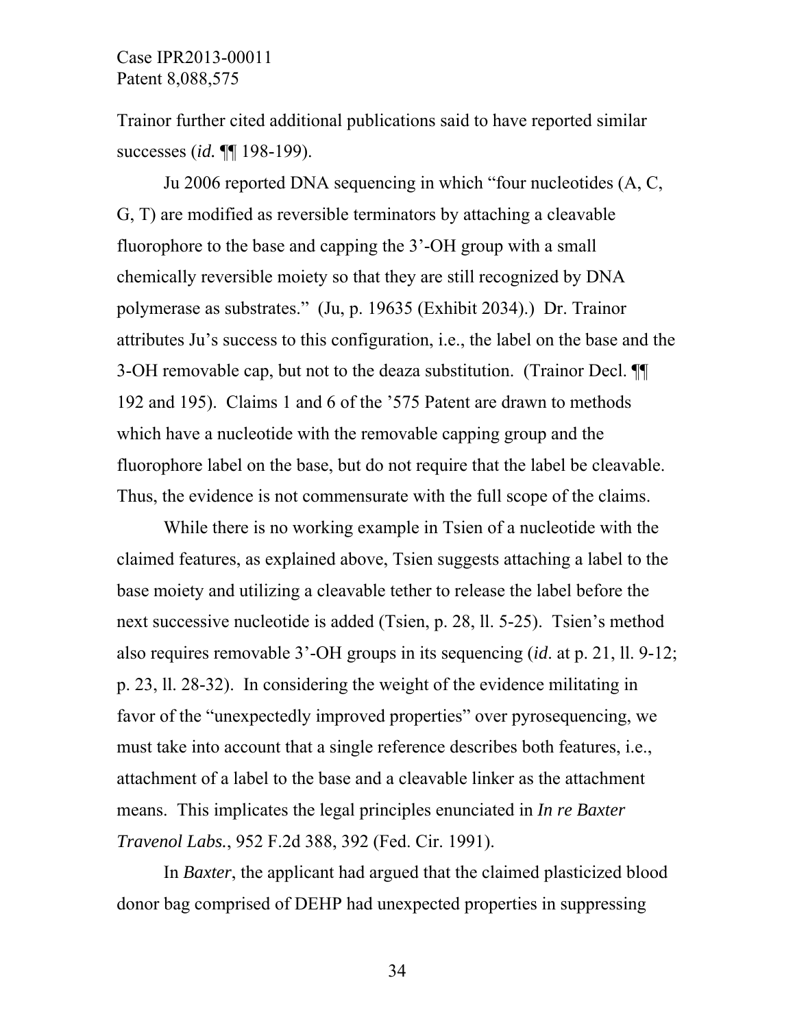Trainor further cited additional publications said to have reported similar successes (*id.* ¶¶ 198-199).

Ju 2006 reported DNA sequencing in which "four nucleotides (A, C, G, T) are modified as reversible terminators by attaching a cleavable fluorophore to the base and capping the 3'-OH group with a small chemically reversible moiety so that they are still recognized by DNA polymerase as substrates." (Ju, p. 19635 (Exhibit 2034).) Dr. Trainor attributes Ju's success to this configuration, i.e., the label on the base and the 3-OH removable cap, but not to the deaza substitution. (Trainor Decl. ¶¶ 192 and 195). Claims 1 and 6 of the '575 Patent are drawn to methods which have a nucleotide with the removable capping group and the fluorophore label on the base, but do not require that the label be cleavable. Thus, the evidence is not commensurate with the full scope of the claims.

While there is no working example in Tsien of a nucleotide with the claimed features, as explained above, Tsien suggests attaching a label to the base moiety and utilizing a cleavable tether to release the label before the next successive nucleotide is added (Tsien, p. 28, ll. 5-25). Tsien's method also requires removable 3'-OH groups in its sequencing (*id*. at p. 21, ll. 9-12; p. 23, ll. 28-32). In considering the weight of the evidence militating in favor of the "unexpectedly improved properties" over pyrosequencing, we must take into account that a single reference describes both features, i.e., attachment of a label to the base and a cleavable linker as the attachment means. This implicates the legal principles enunciated in *In re Baxter Travenol Labs.*, 952 F.2d 388, 392 (Fed. Cir. 1991).

In *Baxter*, the applicant had argued that the claimed plasticized blood donor bag comprised of DEHP had unexpected properties in suppressing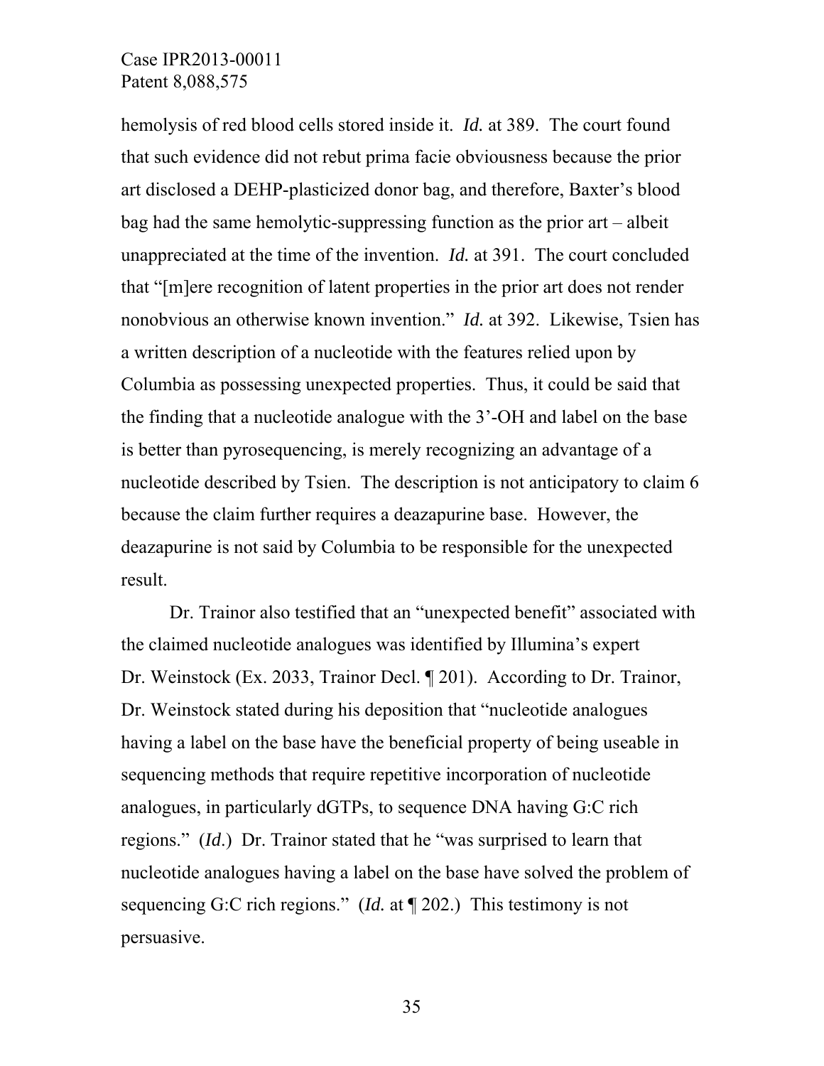hemolysis of red blood cells stored inside it. *Id.* at 389. The court found that such evidence did not rebut prima facie obviousness because the prior art disclosed a DEHP-plasticized donor bag, and therefore, Baxter's blood bag had the same hemolytic-suppressing function as the prior art – albeit unappreciated at the time of the invention. *Id.* at 391. The court concluded that "[m]ere recognition of latent properties in the prior art does not render nonobvious an otherwise known invention." *Id.* at 392. Likewise, Tsien has a written description of a nucleotide with the features relied upon by Columbia as possessing unexpected properties. Thus, it could be said that the finding that a nucleotide analogue with the 3'-OH and label on the base is better than pyrosequencing, is merely recognizing an advantage of a nucleotide described by Tsien. The description is not anticipatory to claim 6 because the claim further requires a deazapurine base. However, the deazapurine is not said by Columbia to be responsible for the unexpected result.

Dr. Trainor also testified that an "unexpected benefit" associated with the claimed nucleotide analogues was identified by Illumina's expert Dr. Weinstock (Ex. 2033, Trainor Decl. ¶ 201). According to Dr. Trainor, Dr. Weinstock stated during his deposition that "nucleotide analogues having a label on the base have the beneficial property of being useable in sequencing methods that require repetitive incorporation of nucleotide analogues, in particularly dGTPs, to sequence DNA having G:C rich regions." (*Id.*) Dr. Trainor stated that he "was surprised to learn that nucleotide analogues having a label on the base have solved the problem of sequencing G:C rich regions." (*Id.* at ¶ 202.) This testimony is not persuasive.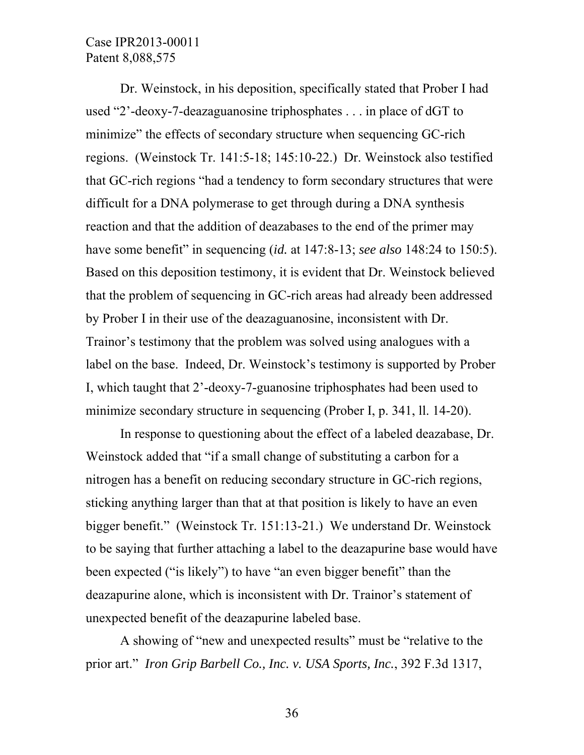Dr. Weinstock, in his deposition, specifically stated that Prober I had used "2'-deoxy-7-deazaguanosine triphosphates . . . in place of dGT to minimize" the effects of secondary structure when sequencing GC-rich regions. (Weinstock Tr. 141:5-18; 145:10-22.) Dr. Weinstock also testified that GC-rich regions "had a tendency to form secondary structures that were difficult for a DNA polymerase to get through during a DNA synthesis reaction and that the addition of deazabases to the end of the primer may have some benefit" in sequencing (*id.* at 147:8-13; *see also* 148:24 to 150:5). Based on this deposition testimony, it is evident that Dr. Weinstock believed that the problem of sequencing in GC-rich areas had already been addressed by Prober I in their use of the deazaguanosine, inconsistent with Dr. Trainor's testimony that the problem was solved using analogues with a label on the base. Indeed, Dr. Weinstock's testimony is supported by Prober I, which taught that 2'-deoxy-7-guanosine triphosphates had been used to minimize secondary structure in sequencing (Prober I, p. 341, ll. 14-20).

In response to questioning about the effect of a labeled deazabase, Dr. Weinstock added that "if a small change of substituting a carbon for a nitrogen has a benefit on reducing secondary structure in GC-rich regions, sticking anything larger than that at that position is likely to have an even bigger benefit." (Weinstock Tr. 151:13-21.) We understand Dr. Weinstock to be saying that further attaching a label to the deazapurine base would have been expected ("is likely") to have "an even bigger benefit" than the deazapurine alone, which is inconsistent with Dr. Trainor's statement of unexpected benefit of the deazapurine labeled base.

A showing of "new and unexpected results" must be "relative to the prior art." *Iron Grip Barbell Co., Inc. v. USA Sports, Inc.*, 392 F.3d 1317,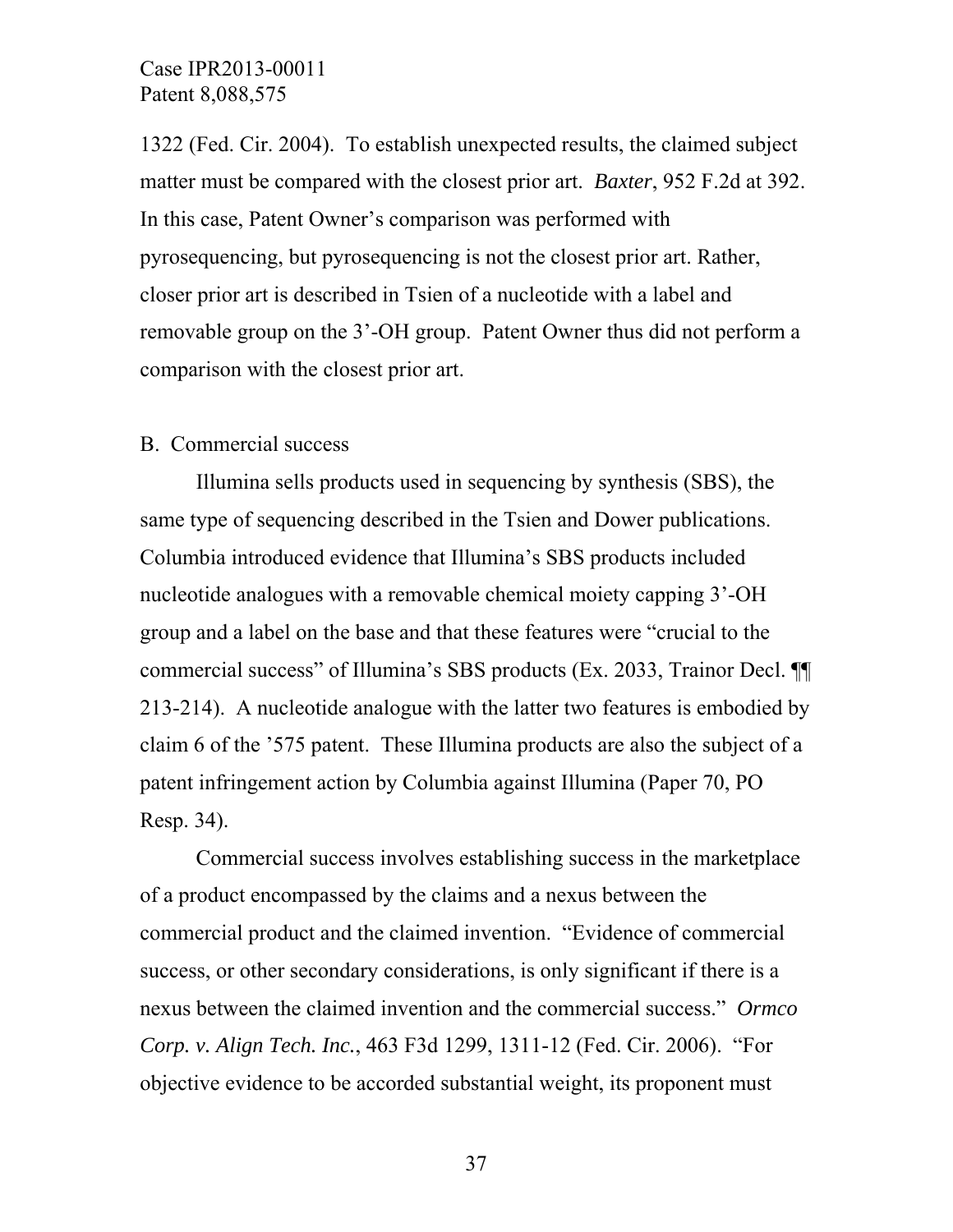1322 (Fed. Cir. 2004). To establish unexpected results, the claimed subject matter must be compared with the closest prior art. *Baxter*, 952 F.2d at 392. In this case, Patent Owner's comparison was performed with pyrosequencing, but pyrosequencing is not the closest prior art. Rather, closer prior art is described in Tsien of a nucleotide with a label and removable group on the 3'-OH group. Patent Owner thus did not perform a comparison with the closest prior art.

B. Commercial success

Illumina sells products used in sequencing by synthesis (SBS), the same type of sequencing described in the Tsien and Dower publications. Columbia introduced evidence that Illumina's SBS products included nucleotide analogues with a removable chemical moiety capping 3'-OH group and a label on the base and that these features were "crucial to the commercial success" of Illumina's SBS products (Ex. 2033, Trainor Decl. ¶¶ 213-214). A nucleotide analogue with the latter two features is embodied by claim 6 of the '575 patent. These Illumina products are also the subject of a patent infringement action by Columbia against Illumina (Paper 70, PO Resp. 34).

Commercial success involves establishing success in the marketplace of a product encompassed by the claims and a nexus between the commercial product and the claimed invention. "Evidence of commercial success, or other secondary considerations, is only significant if there is a nexus between the claimed invention and the commercial success." *Ormco Corp. v. Align Tech. Inc.*, 463 F3d 1299, 1311-12 (Fed. Cir. 2006). "For objective evidence to be accorded substantial weight, its proponent must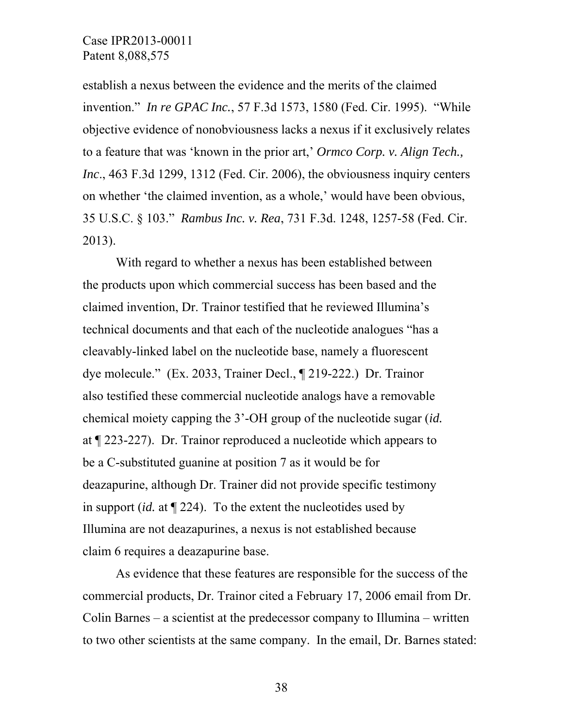establish a nexus between the evidence and the merits of the claimed invention." *In re GPAC Inc.*, 57 F.3d 1573, 1580 (Fed. Cir. 1995). "While objective evidence of nonobviousness lacks a nexus if it exclusively relates to a feature that was 'known in the prior art,' *Ormco Corp. v. Align Tech., Inc*., 463 F.3d 1299, 1312 (Fed. Cir. 2006), the obviousness inquiry centers on whether 'the claimed invention, as a whole,' would have been obvious, 35 U.S.C. § 103." *Rambus Inc. v. Rea*, 731 F.3d. 1248, 1257-58 (Fed. Cir. 2013).

With regard to whether a nexus has been established between the products upon which commercial success has been based and the claimed invention, Dr. Trainor testified that he reviewed Illumina's technical documents and that each of the nucleotide analogues "has a cleavably-linked label on the nucleotide base, namely a fluorescent dye molecule." (Ex. 2033, Trainer Decl., ¶ 219-222.) Dr. Trainor also testified these commercial nucleotide analogs have a removable chemical moiety capping the 3'-OH group of the nucleotide sugar (*id.* at ¶ 223-227). Dr. Trainor reproduced a nucleotide which appears to be a C-substituted guanine at position 7 as it would be for deazapurine, although Dr. Trainer did not provide specific testimony in support (*id.* at ¶ 224). To the extent the nucleotides used by Illumina are not deazapurines, a nexus is not established because claim 6 requires a deazapurine base.

As evidence that these features are responsible for the success of the commercial products, Dr. Trainor cited a February 17, 2006 email from Dr. Colin Barnes – a scientist at the predecessor company to Illumina – written to two other scientists at the same company. In the email, Dr. Barnes stated: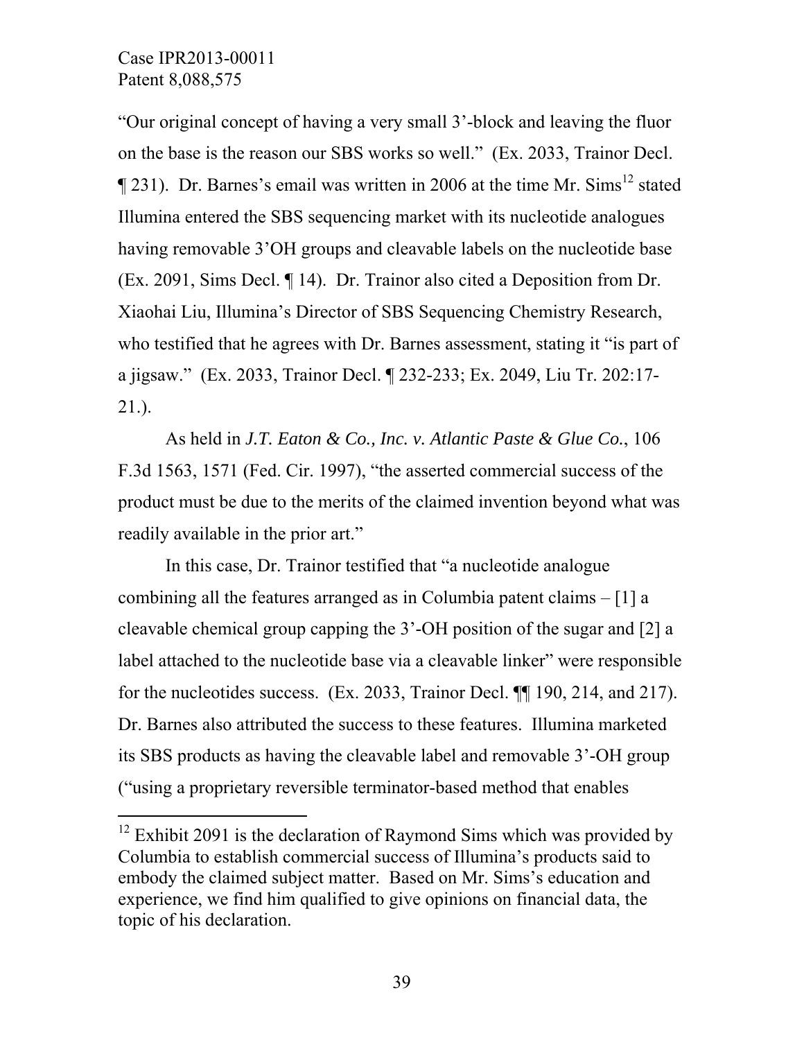"Our original concept of having a very small 3'-block and leaving the fluor on the base is the reason our SBS works so well." (Ex. 2033, Trainor Decl. ¶ 231). Dr. Barnes's email was written in 2006 at the time Mr. Sims[12] stated Illumina entered the SBS sequencing market with its nucleotide analogues having removable 3'OH groups and cleavable labels on the nucleotide base (Ex. 2091, Sims Decl. ¶ 14). Dr. Trainor also cited a Deposition from Dr. Xiaohai Liu, Illumina's Director of SBS Sequencing Chemistry Research, who testified that he agrees with Dr. Barnes assessment, stating it "is part of a jigsaw." (Ex. 2033, Trainor Decl. ¶ 232-233; Ex. 2049, Liu Tr. 202:17-21.).

As held in *J.T. Eaton & Co., Inc. v. Atlantic Paste & Glue Co.*, 106 F.3d 1563, 1571 (Fed. Cir. 1997), "the asserted commercial success of the product must be due to the merits of the claimed invention beyond what was readily available in the prior art."

In this case, Dr. Trainor testified that "a nucleotide analogue combining all the features arranged as in Columbia patent claims – [1] a cleavable chemical group capping the 3'-OH position of the sugar and [2] a label attached to the nucleotide base via a cleavable linker" were responsible for the nucleotides success. (Ex. 2033, Trainor Decl. ¶¶ 190, 214, and 217). Dr. Barnes also attributed the success to these features. Illumina marketed its SBS products as having the cleavable label and removable 3'-OH group ("using a proprietary reversible terminator-based method that enables

[12] Exhibit 2091 is the declaration of Raymond Sims which was provided by Columbia to establish commercial success of Illumina's products said to embody the claimed subject matter. Based on Mr. Sims's education and experience, we find him qualified to give opinions on financial data, the topic of his declaration.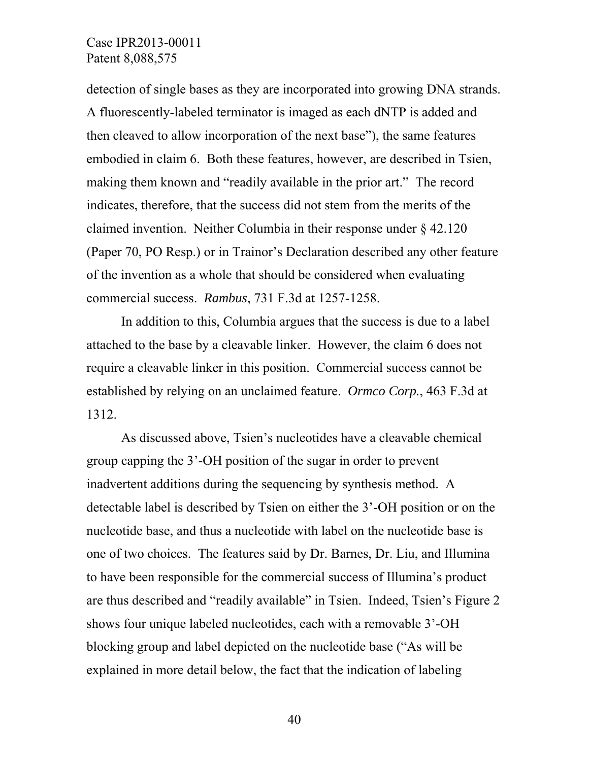detection of single bases as they are incorporated into growing DNA strands. A fluorescently-labeled terminator is imaged as each dNTP is added and then cleaved to allow incorporation of the next base"), the same features embodied in claim 6. Both these features, however, are described in Tsien, making them known and "readily available in the prior art." The record indicates, therefore, that the success did not stem from the merits of the claimed invention. Neither Columbia in their response under § 42.120 (Paper 70, PO Resp.) or in Trainor's Declaration described any other feature of the invention as a whole that should be considered when evaluating commercial success. *Rambus*, 731 F.3d at 1257-1258.

In addition to this, Columbia argues that the success is due to a label attached to the base by a cleavable linker. However, the claim 6 does not require a cleavable linker in this position. Commercial success cannot be established by relying on an unclaimed feature. *Ormco Corp.*, 463 F.3d at 1312.

As discussed above, Tsien's nucleotides have a cleavable chemical group capping the 3'-OH position of the sugar in order to prevent inadvertent additions during the sequencing by synthesis method. A detectable label is described by Tsien on either the 3'-OH position or on the nucleotide base, and thus a nucleotide with label on the nucleotide base is one of two choices. The features said by Dr. Barnes, Dr. Liu, and Illumina to have been responsible for the commercial success of Illumina's product are thus described and "readily available" in Tsien. Indeed, Tsien's Figure 2 shows four unique labeled nucleotides, each with a removable 3'-OH blocking group and label depicted on the nucleotide base ("As will be explained in more detail below, the fact that the indication of labeling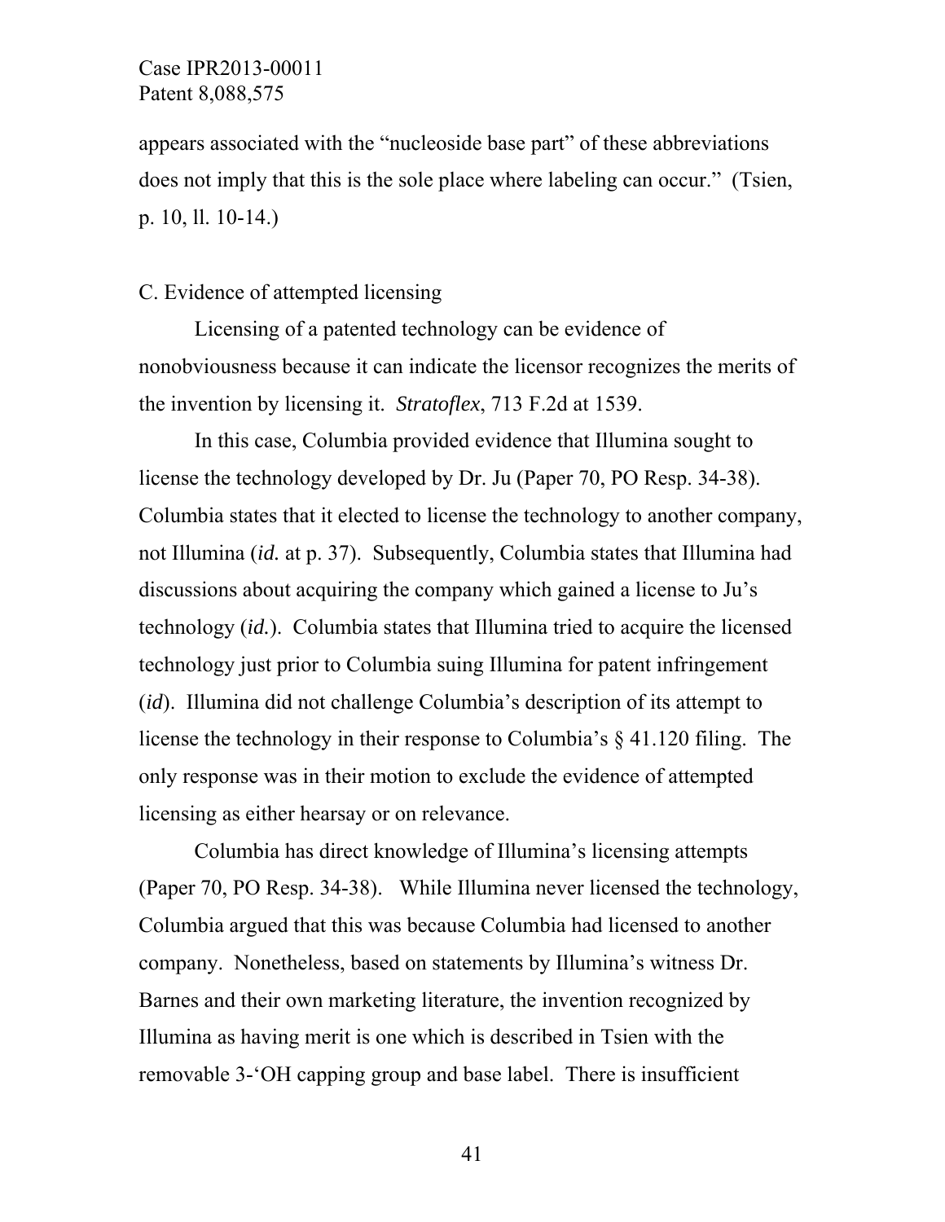appears associated with the "nucleoside base part" of these abbreviations does not imply that this is the sole place where labeling can occur." (Tsien, p. 10, ll. 10-14.)

C. Evidence of attempted licensing

Licensing of a patented technology can be evidence of nonobviousness because it can indicate the licensor recognizes the merits of the invention by licensing it. *Stratoflex*, 713 F.2d at 1539.

In this case, Columbia provided evidence that Illumina sought to license the technology developed by Dr. Ju (Paper 70, PO Resp. 34-38). Columbia states that it elected to license the technology to another company, not Illumina (*id.* at p. 37). Subsequently, Columbia states that Illumina had discussions about acquiring the company which gained a license to Ju's technology (*id.*). Columbia states that Illumina tried to acquire the licensed technology just prior to Columbia suing Illumina for patent infringement (*id*). Illumina did not challenge Columbia's description of its attempt to license the technology in their response to Columbia's § 41.120 filing. The only response was in their motion to exclude the evidence of attempted licensing as either hearsay or on relevance.

Columbia has direct knowledge of Illumina's licensing attempts (Paper 70, PO Resp. 34-38). While Illumina never licensed the technology, Columbia argued that this was because Columbia had licensed to another company. Nonetheless, based on statements by Illumina's witness Dr. Barnes and their own marketing literature, the invention recognized by Illumina as having merit is one which is described in Tsien with the removable 3-'OH capping group and base label. There is insufficient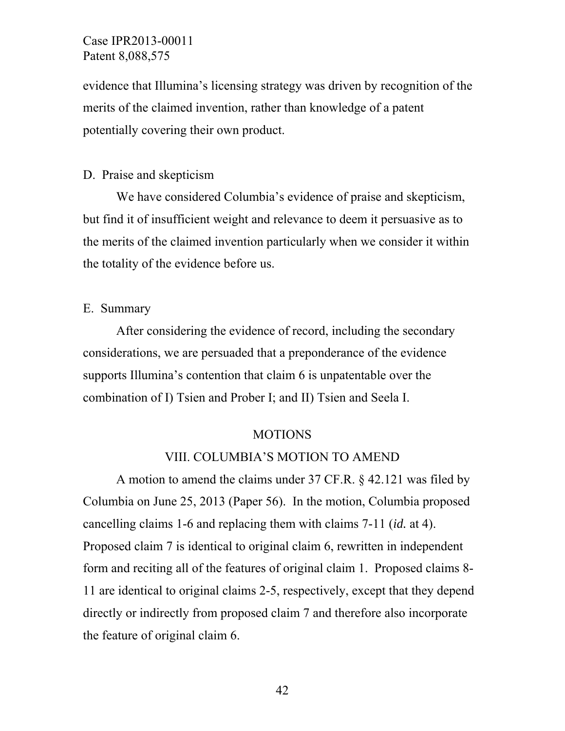evidence that Illumina's licensing strategy was driven by recognition of the merits of the claimed invention, rather than knowledge of a patent potentially covering their own product.

### D. Praise and skepticism

We have considered Columbia's evidence of praise and skepticism, but find it of insufficient weight and relevance to deem it persuasive as to the merits of the claimed invention particularly when we consider it within the totality of the evidence before us.

### E. Summary

After considering the evidence of record, including the secondary considerations, we are persuaded that a preponderance of the evidence supports Illumina's contention that claim 6 is unpatentable over the combination of I) Tsien and Prober I; and II) Tsien and Seela I.

## MOTIONS

## VIII. COLUMBIA'S MOTION TO AMEND

A motion to amend the claims under 37 CF.R. § 42.121 was filed by Columbia on June 25, 2013 (Paper 56). In the motion, Columbia proposed cancelling claims 1-6 and replacing them with claims 7-11 (*id.* at 4). Proposed claim 7 is identical to original claim 6, rewritten in independent form and reciting all of the features of original claim 1. Proposed claims 8-11 are identical to original claims 2-5, respectively, except that they depend directly or indirectly from proposed claim 7 and therefore also incorporate the feature of original claim 6.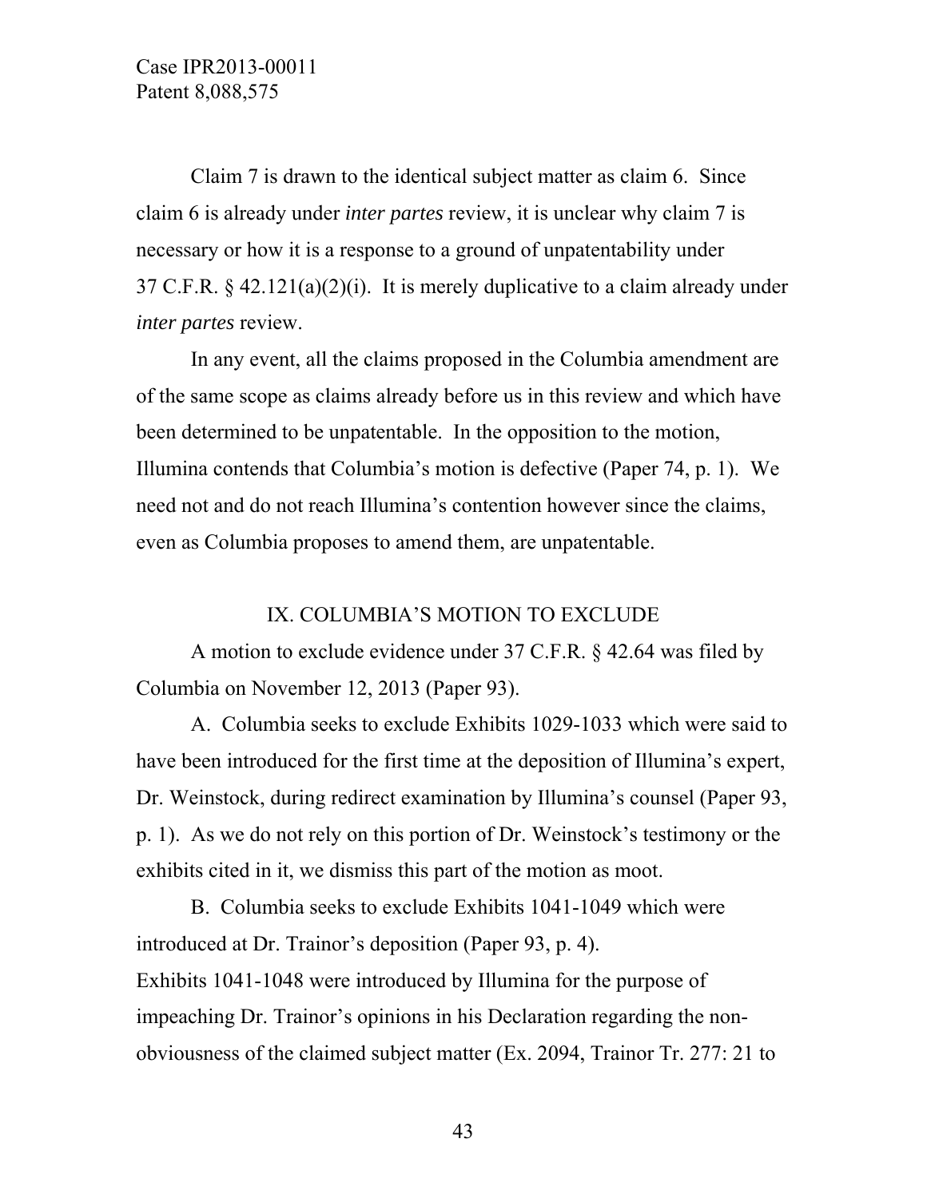Claim 7 is drawn to the identical subject matter as claim 6. Since claim 6 is already under *inter partes* review, it is unclear why claim 7 is necessary or how it is a response to a ground of unpatentability under 37 C.F.R. § 42.121(a)(2)(i). It is merely duplicative to a claim already under *inter partes* review.

In any event, all the claims proposed in the Columbia amendment are of the same scope as claims already before us in this review and which have been determined to be unpatentable. In the opposition to the motion, Illumina contends that Columbia's motion is defective (Paper 74, p. 1). We need not and do not reach Illumina's contention however since the claims, even as Columbia proposes to amend them, are unpatentable.

## IX. COLUMBIA'S MOTION TO EXCLUDE

A motion to exclude evidence under 37 C.F.R. § 42.64 was filed by Columbia on November 12, 2013 (Paper 93).

A. Columbia seeks to exclude Exhibits 1029-1033 which were said to have been introduced for the first time at the deposition of Illumina's expert, Dr. Weinstock, during redirect examination by Illumina's counsel (Paper 93, p. 1). As we do not rely on this portion of Dr. Weinstock's testimony or the exhibits cited in it, we dismiss this part of the motion as moot.

B. Columbia seeks to exclude Exhibits 1041-1049 which were introduced at Dr. Trainor's deposition (Paper 93, p. 4).
Exhibits 1041-1048 were introduced by Illumina for the purpose of impeaching Dr. Trainor's opinions in his Declaration regarding the non-obviousness of the claimed subject matter (Ex. 2094, Trainor Tr. 277: 21 to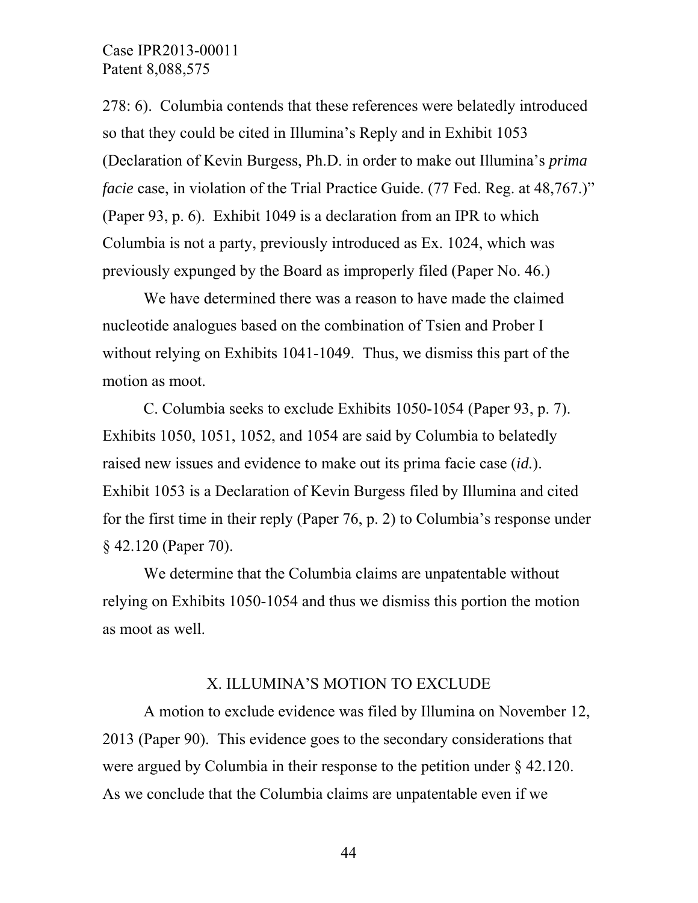278: 6). Columbia contends that these references were belatedly introduced so that they could be cited in Illumina's Reply and in Exhibit 1053 (Declaration of Kevin Burgess, Ph.D. in order to make out Illumina's *prima facie* case, in violation of the Trial Practice Guide. (77 Fed. Reg. at 48,767.)" (Paper 93, p. 6). Exhibit 1049 is a declaration from an IPR to which Columbia is not a party, previously introduced as Ex. 1024, which was previously expunged by the Board as improperly filed (Paper No. 46.)

We have determined there was a reason to have made the claimed nucleotide analogues based on the combination of Tsien and Prober I without relying on Exhibits 1041-1049. Thus, we dismiss this part of the motion as moot.

C. Columbia seeks to exclude Exhibits 1050-1054 (Paper 93, p. 7). Exhibits 1050, 1051, 1052, and 1054 are said by Columbia to belatedly raised new issues and evidence to make out its prima facie case (*id.*). Exhibit 1053 is a Declaration of Kevin Burgess filed by Illumina and cited for the first time in their reply (Paper 76, p. 2) to Columbia's response under § 42.120 (Paper 70).

We determine that the Columbia claims are unpatentable without relying on Exhibits 1050-1054 and thus we dismiss this portion the motion as moot as well.

## X. ILLUMINA'S MOTION TO EXCLUDE

A motion to exclude evidence was filed by Illumina on November 12, 2013 (Paper 90). This evidence goes to the secondary considerations that were argued by Columbia in their response to the petition under § 42.120. As we conclude that the Columbia claims are unpatentable even if we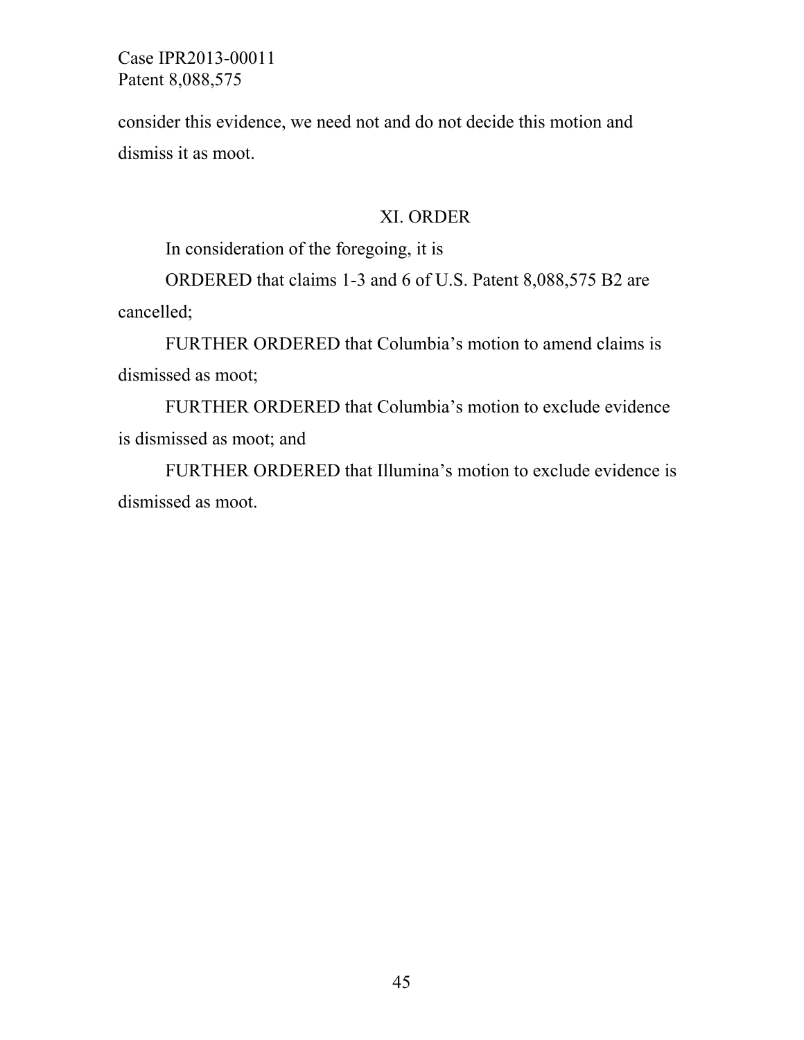consider this evidence, we need not and do not decide this motion and dismiss it as moot.

## XI. ORDER

In consideration of the foregoing, it is

ORDERED that claims 1-3 and 6 of U.S. Patent 8,088,575 B2 are cancelled;

FURTHER ORDERED that Columbia's motion to amend claims is dismissed as moot;

FURTHER ORDERED that Columbia's motion to exclude evidence is dismissed as moot; and

FURTHER ORDERED that Illumina's motion to exclude evidence is dismissed as moot.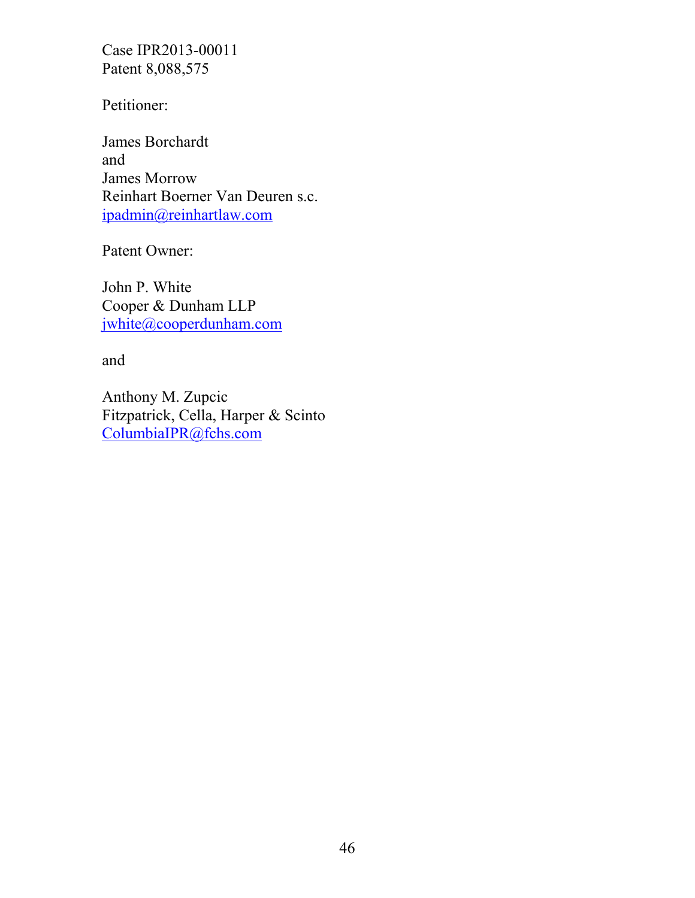Case IPR2013-00011
Patent 8,088,575

Petitioner:

James Borchardt
and
James Morrow
Reinhart Boerner Van Deuren s.c.
ipadmin@reinhartlaw.com

Patent Owner:

John P. White
Cooper & Dunham LLP
jwhite@cooperdunham.com

and

Anthony M. Zupcic
Fitzpatrick, Cella, Harper & Scinto
ColumbiaIPR@fchs.com